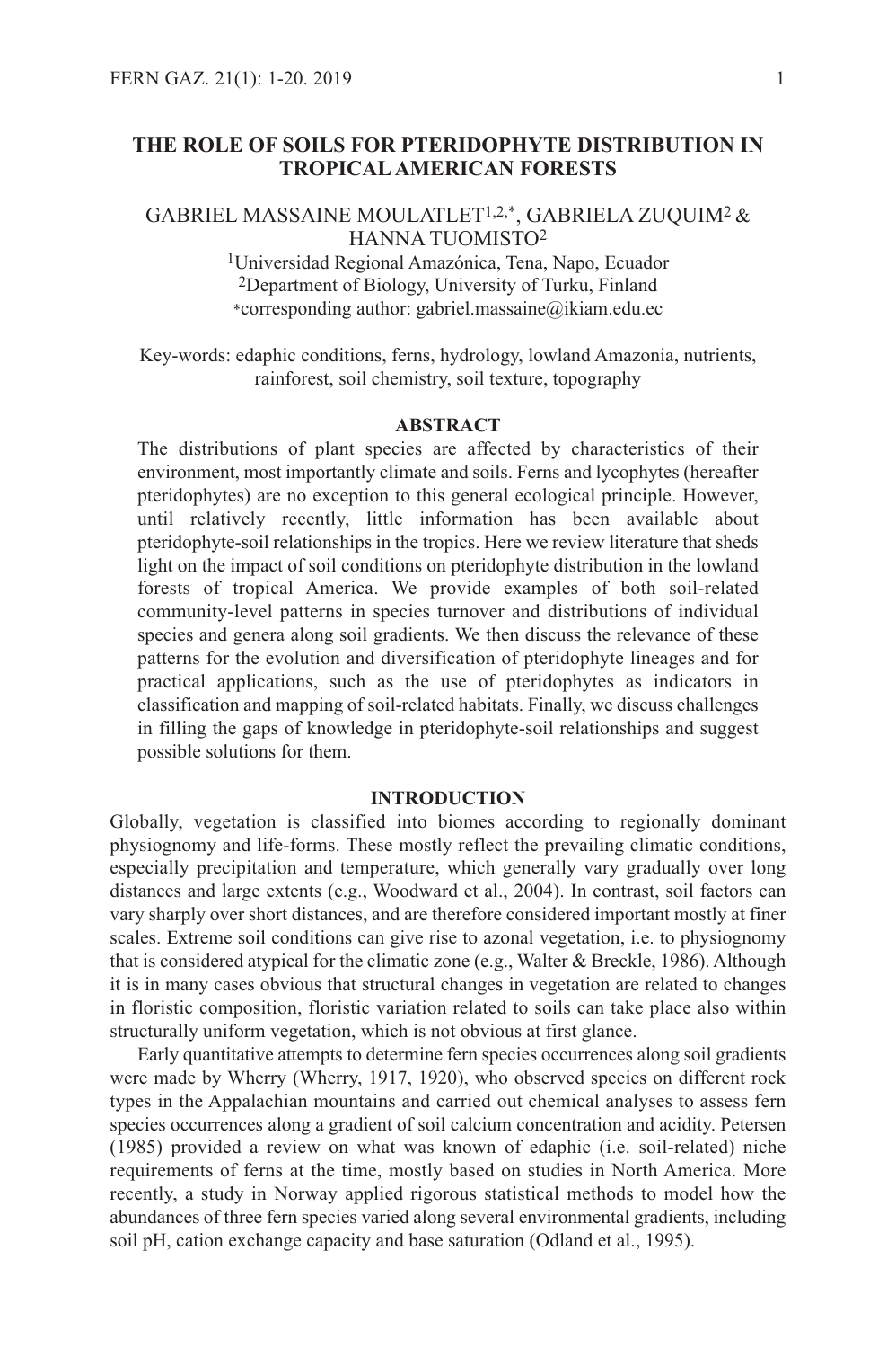# THE ROLE OF SOILS FOR PTERIDOPHYTE DISTRIBUTION IN TROPICAL AMERICAN FORESTS

GABRIEL MASSAINE MOULATLET[1,2,*], GABRIELA ZUQUIM[2] & HANNA TUOMISTO[2]

[1]Universidad Regional Amazónica, Tena, Napo, Ecuador
[2]Department of Biology, University of Turku, Finland
[*]corresponding author: gabriel.massaine@ikiam.edu.ec

Key-words: edaphic conditions, ferns, hydrology, lowland Amazonia, nutrients, rainforest, soil chemistry, soil texture, topography

## ABSTRACT

The distributions of plant species are affected by characteristics of their environment, most importantly climate and soils. Ferns and lycophytes (hereafter pteridophytes) are no exception to this general ecological principle. However, until relatively recently, little information has been available about pteridophyte-soil relationships in the tropics. Here we review literature that sheds light on the impact of soil conditions on pteridophyte distribution in the lowland forests of tropical America. We provide examples of both soil-related community-level patterns in species turnover and distributions of individual species and genera along soil gradients. We then discuss the relevance of these patterns for the evolution and diversification of pteridophyte lineages and for practical applications, such as the use of pteridophytes as indicators in classification and mapping of soil-related habitats. Finally, we discuss challenges in filling the gaps of knowledge in pteridophyte-soil relationships and suggest possible solutions for them.

## INTRODUCTION

Globally, vegetation is classified into biomes according to regionally dominant physiognomy and life-forms. These mostly reflect the prevailing climatic conditions, especially precipitation and temperature, which generally vary gradually over long distances and large extents (e.g., Woodward et al., 2004). In contrast, soil factors can vary sharply over short distances, and are therefore considered important mostly at finer scales. Extreme soil conditions can give rise to azonal vegetation, i.e. to physiognomy that is considered atypical for the climatic zone (e.g., Walter & Breckle, 1986). Although it is in many cases obvious that structural changes in vegetation are related to changes in floristic composition, floristic variation related to soils can take place also within structurally uniform vegetation, which is not obvious at first glance.

Early quantitative attempts to determine fern species occurrences along soil gradients were made by Wherry (Wherry, 1917, 1920), who observed species on different rock types in the Appalachian mountains and carried out chemical analyses to assess fern species occurrences along a gradient of soil calcium concentration and acidity. Petersen (1985) provided a review on what was known of edaphic (i.e. soil-related) niche requirements of ferns at the time, mostly based on studies in North America. More recently, a study in Norway applied rigorous statistical methods to model how the abundances of three fern species varied along several environmental gradients, including soil pH, cation exchange capacity and base saturation (Odland et al., 1995).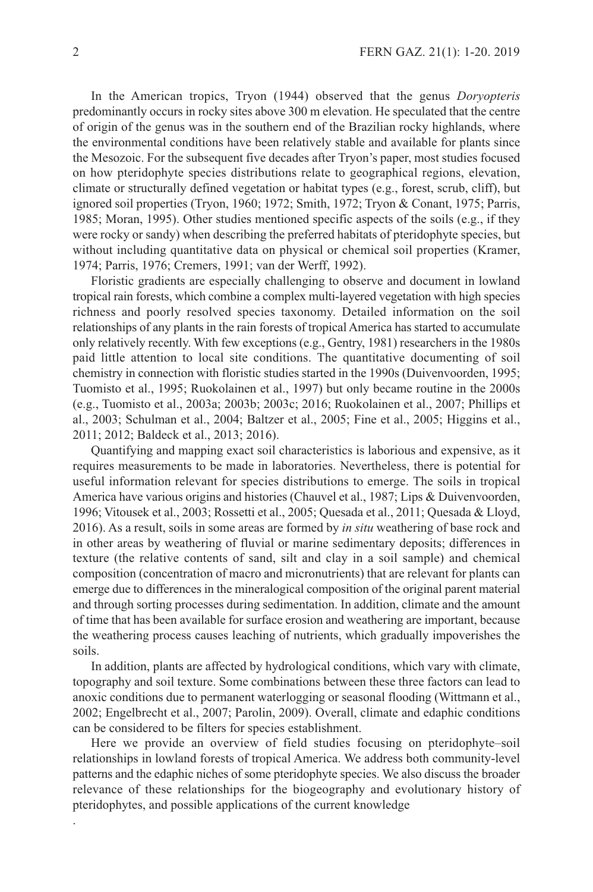In the American tropics, Tryon (1944) observed that the genus *Doryopteris* predominantly occurs in rocky sites above 300 m elevation. He speculated that the centre of origin of the genus was in the southern end of the Brazilian rocky highlands, where the environmental conditions have been relatively stable and available for plants since the Mesozoic. For the subsequent five decades after Tryon's paper, most studies focused on how pteridophyte species distributions relate to geographical regions, elevation, climate or structurally defined vegetation or habitat types (e.g., forest, scrub, cliff), but ignored soil properties (Tryon, 1960; 1972; Smith, 1972; Tryon & Conant, 1975; Parris, 1985; Moran, 1995). Other studies mentioned specific aspects of the soils (e.g., if they were rocky or sandy) when describing the preferred habitats of pteridophyte species, but without including quantitative data on physical or chemical soil properties (Kramer, 1974; Parris, 1976; Cremers, 1991; van der Werff, 1992).

Floristic gradients are especially challenging to observe and document in lowland tropical rain forests, which combine a complex multi-layered vegetation with high species richness and poorly resolved species taxonomy. Detailed information on the soil relationships of any plants in the rain forests of tropical America has started to accumulate only relatively recently. With few exceptions (e.g., Gentry, 1981) researchers in the 1980s paid little attention to local site conditions. The quantitative documenting of soil chemistry in connection with floristic studies started in the 1990s (Duivenvoorden, 1995; Tuomisto et al., 1995; Ruokolainen et al., 1997) but only became routine in the 2000s (e.g., Tuomisto et al., 2003a; 2003b; 2003c; 2016; Ruokolainen et al., 2007; Phillips et al., 2003; Schulman et al., 2004; Baltzer et al., 2005; Fine et al., 2005; Higgins et al., 2011; 2012; Baldeck et al., 2013; 2016).

Quantifying and mapping exact soil characteristics is laborious and expensive, as it requires measurements to be made in laboratories. Nevertheless, there is potential for useful information relevant for species distributions to emerge. The soils in tropical America have various origins and histories (Chauvel et al., 1987; Lips & Duivenvoorden, 1996; Vitousek et al., 2003; Rossetti et al., 2005; Quesada et al., 2011; Quesada & Lloyd, 2016). As a result, soils in some areas are formed by *in situ* weathering of base rock and in other areas by weathering of fluvial or marine sedimentary deposits; differences in texture (the relative contents of sand, silt and clay in a soil sample) and chemical composition (concentration of macro and micronutrients) that are relevant for plants can emerge due to differences in the mineralogical composition of the original parent material and through sorting processes during sedimentation. In addition, climate and the amount of time that has been available for surface erosion and weathering are important, because the weathering process causes leaching of nutrients, which gradually impoverishes the soils.

In addition, plants are affected by hydrological conditions, which vary with climate, topography and soil texture. Some combinations between these three factors can lead to anoxic conditions due to permanent waterlogging or seasonal flooding (Wittmann et al., 2002; Engelbrecht et al., 2007; Parolin, 2009). Overall, climate and edaphic conditions can be considered to be filters for species establishment.

Here we provide an overview of field studies focusing on pteridophyte–soil relationships in lowland forests of tropical America. We address both community-level patterns and the edaphic niches of some pteridophyte species. We also discuss the broader relevance of these relationships for the biogeography and evolutionary history of pteridophytes, and possible applications of the current knowledge

.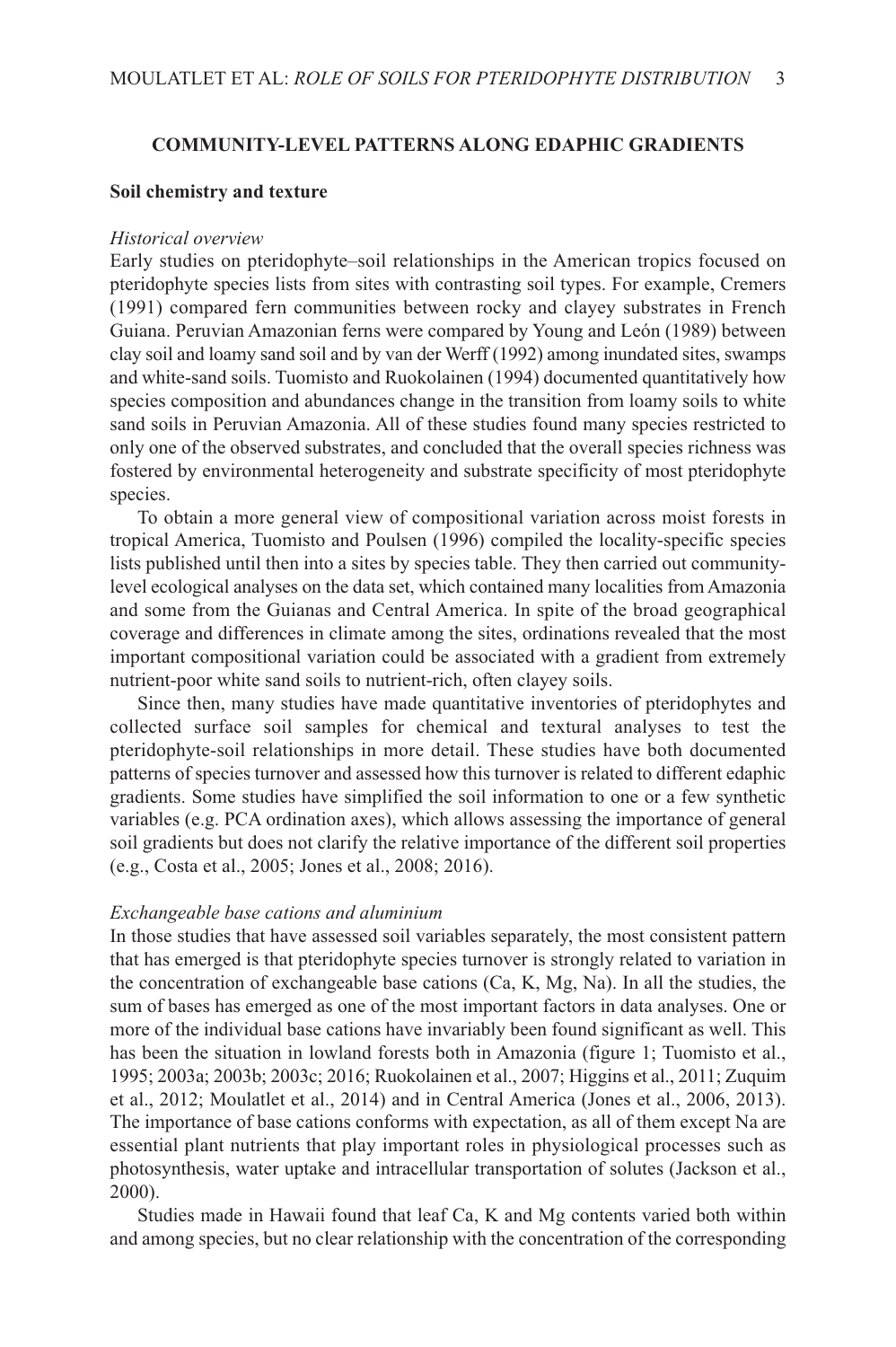## COMMUNITY-LEVEL PATTERNS ALONG EDAPHIC GRADIENTS

### Soil chemistry and texture

*Historical overview*

Early studies on pteridophyte–soil relationships in the American tropics focused on pteridophyte species lists from sites with contrasting soil types. For example, Cremers (1991) compared fern communities between rocky and clayey substrates in French Guiana. Peruvian Amazonian ferns were compared by Young and León (1989) between clay soil and loamy sand soil and by van der Werff (1992) among inundated sites, swamps and white-sand soils. Tuomisto and Ruokolainen (1994) documented quantitatively how species composition and abundances change in the transition from loamy soils to white sand soils in Peruvian Amazonia. All of these studies found many species restricted to only one of the observed substrates, and concluded that the overall species richness was fostered by environmental heterogeneity and substrate specificity of most pteridophyte species.

To obtain a more general view of compositional variation across moist forests in tropical America, Tuomisto and Poulsen (1996) compiled the locality-specific species lists published until then into a sites by species table. They then carried out community-level ecological analyses on the data set, which contained many localities from Amazonia and some from the Guianas and Central America. In spite of the broad geographical coverage and differences in climate among the sites, ordinations revealed that the most important compositional variation could be associated with a gradient from extremely nutrient-poor white sand soils to nutrient-rich, often clayey soils.

Since then, many studies have made quantitative inventories of pteridophytes and collected surface soil samples for chemical and textural analyses to test the pteridophyte-soil relationships in more detail. These studies have both documented patterns of species turnover and assessed how this turnover is related to different edaphic gradients. Some studies have simplified the soil information to one or a few synthetic variables (e.g. PCA ordination axes), which allows assessing the importance of general soil gradients but does not clarify the relative importance of the different soil properties (e.g., Costa et al., 2005; Jones et al., 2008; 2016).

*Exchangeable base cations and aluminium*

In those studies that have assessed soil variables separately, the most consistent pattern that has emerged is that pteridophyte species turnover is strongly related to variation in the concentration of exchangeable base cations (Ca, K, Mg, Na). In all the studies, the sum of bases has emerged as one of the most important factors in data analyses. One or more of the individual base cations have invariably been found significant as well. This has been the situation in lowland forests both in Amazonia (figure 1; Tuomisto et al., 1995; 2003a; 2003b; 2003c; 2016; Ruokolainen et al., 2007; Higgins et al., 2011; Zuquim et al., 2012; Moulatlet et al., 2014) and in Central America (Jones et al., 2006, 2013). The importance of base cations conforms with expectation, as all of them except Na are essential plant nutrients that play important roles in physiological processes such as photosynthesis, water uptake and intracellular transportation of solutes (Jackson et al., 2000).

Studies made in Hawaii found that leaf Ca, K and Mg contents varied both within and among species, but no clear relationship with the concentration of the corresponding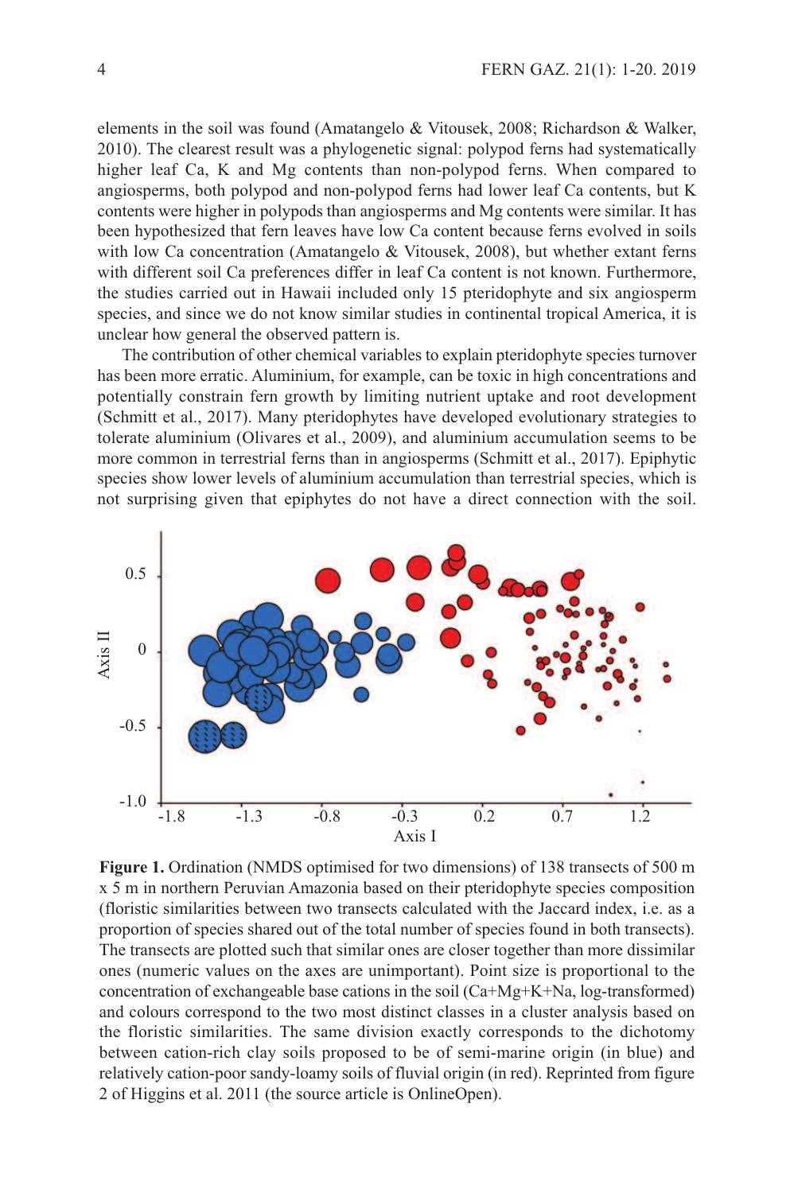elements in the soil was found (Amatangelo & Vitousek, 2008; Richardson & Walker, 2010). The clearest result was a phylogenetic signal: polypod ferns had systematically higher leaf Ca, K and Mg contents than non-polypod ferns. When compared to angiosperms, both polypod and non-polypod ferns had lower leaf Ca contents, but K contents were higher in polypods than angiosperms and Mg contents were similar. It has been hypothesized that fern leaves have low Ca content because ferns evolved in soils with low Ca concentration (Amatangelo & Vitousek, 2008), but whether extant ferns with different soil Ca preferences differ in leaf Ca content is not known. Furthermore, the studies carried out in Hawaii included only 15 pteridophyte and six angiosperm species, and since we do not know similar studies in continental tropical America, it is unclear how general the observed pattern is.

The contribution of other chemical variables to explain pteridophyte species turnover has been more erratic. Aluminium, for example, can be toxic in high concentrations and potentially constrain fern growth by limiting nutrient uptake and root development (Schmitt et al., 2017). Many pteridophytes have developed evolutionary strategies to tolerate aluminium (Olivares et al., 2009), and aluminium accumulation seems to be more common in terrestrial ferns than in angiosperms (Schmitt et al., 2017). Epiphytic species show lower levels of aluminium accumulation than terrestrial species, which is not surprising given that epiphytes do not have a direct connection with the soil.

**Figure 1.** Ordination (NMDS optimised for two dimensions) of 138 transects of 500 m x 5 m in northern Peruvian Amazonia based on their pteridophyte species composition (floristic similarities between two transects calculated with the Jaccard index, i.e. as a proportion of species shared out of the total number of species found in both transects). The transects are plotted such that similar ones are closer together than more dissimilar ones (numeric values on the axes are unimportant). Point size is proportional to the concentration of exchangeable base cations in the soil (Ca+Mg+K+Na, log-transformed) and colours correspond to the two most distinct classes in a cluster analysis based on the floristic similarities. The same division exactly corresponds to the dichotomy between cation-rich clay soils proposed to be of semi-marine origin (in blue) and relatively cation-poor sandy-loamy soils of fluvial origin (in red). Reprinted from figure 2 of Higgins et al. 2011 (the source article is OnlineOpen).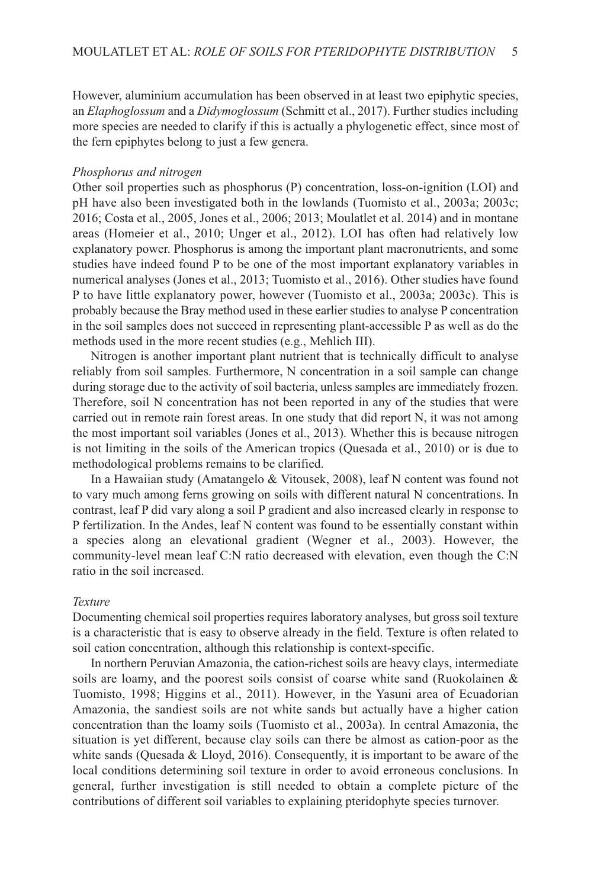However, aluminium accumulation has been observed in at least two epiphytic species, an *Elaphoglossum* and a *Didymoglossum* (Schmitt et al., 2017). Further studies including more species are needed to clarify if this is actually a phylogenetic effect, since most of the fern epiphytes belong to just a few genera.

*Phosphorus and nitrogen*

Other soil properties such as phosphorus (P) concentration, loss-on-ignition (LOI) and pH have also been investigated both in the lowlands (Tuomisto et al., 2003a; 2003c; 2016; Costa et al., 2005, Jones et al., 2006; 2013; Moulatlet et al. 2014) and in montane areas (Homeier et al., 2010; Unger et al., 2012). LOI has often had relatively low explanatory power. Phosphorus is among the important plant macronutrients, and some studies have indeed found P to be one of the most important explanatory variables in numerical analyses (Jones et al., 2013; Tuomisto et al., 2016). Other studies have found P to have little explanatory power, however (Tuomisto et al., 2003a; 2003c). This is probably because the Bray method used in these earlier studies to analyse P concentration in the soil samples does not succeed in representing plant-accessible P as well as do the methods used in the more recent studies (e.g., Mehlich III).

Nitrogen is another important plant nutrient that is technically difficult to analyse reliably from soil samples. Furthermore, N concentration in a soil sample can change during storage due to the activity of soil bacteria, unless samples are immediately frozen. Therefore, soil N concentration has not been reported in any of the studies that were carried out in remote rain forest areas. In one study that did report N, it was not among the most important soil variables (Jones et al., 2013). Whether this is because nitrogen is not limiting in the soils of the American tropics (Quesada et al., 2010) or is due to methodological problems remains to be clarified.

In a Hawaiian study (Amatangelo & Vitousek, 2008), leaf N content was found not to vary much among ferns growing on soils with different natural N concentrations. In contrast, leaf P did vary along a soil P gradient and also increased clearly in response to P fertilization. In the Andes, leaf N content was found to be essentially constant within a species along an elevational gradient (Wegner et al., 2003). However, the community-level mean leaf C:N ratio decreased with elevation, even though the C:N ratio in the soil increased.

*Texture*

Documenting chemical soil properties requires laboratory analyses, but gross soil texture is a characteristic that is easy to observe already in the field. Texture is often related to soil cation concentration, although this relationship is context-specific.

In northern Peruvian Amazonia, the cation-richest soils are heavy clays, intermediate soils are loamy, and the poorest soils consist of coarse white sand (Ruokolainen & Tuomisto, 1998; Higgins et al., 2011). However, in the Yasuni area of Ecuadorian Amazonia, the sandiest soils are not white sands but actually have a higher cation concentration than the loamy soils (Tuomisto et al., 2003a). In central Amazonia, the situation is yet different, because clay soils can there be almost as cation-poor as the white sands (Quesada & Lloyd, 2016). Consequently, it is important to be aware of the local conditions determining soil texture in order to avoid erroneous conclusions. In general, further investigation is still needed to obtain a complete picture of the contributions of different soil variables to explaining pteridophyte species turnover.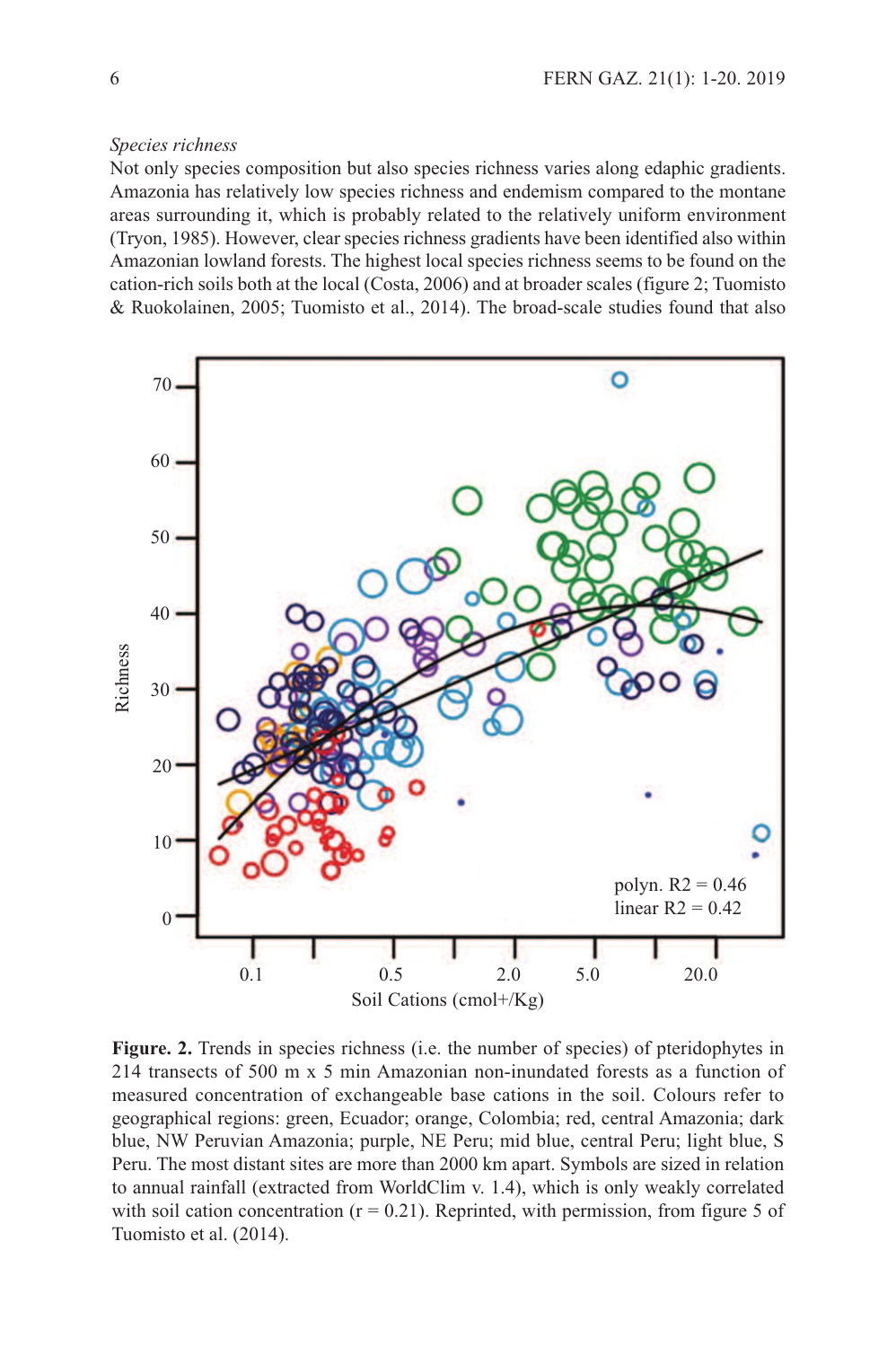*Species richness*

Not only species composition but also species richness varies along edaphic gradients. Amazonia has relatively low species richness and endemism compared to the montane areas surrounding it, which is probably related to the relatively uniform environment (Tryon, 1985). However, clear species richness gradients have been identified also within Amazonian lowland forests. The highest local species richness seems to be found on the cation-rich soils both at the local (Costa, 2006) and at broader scales (figure 2; Tuomisto & Ruokolainen, 2005; Tuomisto et al., 2014). The broad-scale studies found that also

**Figure. 2.** Trends in species richness (i.e. the number of species) of pteridophytes in 214 transects of 500 m x 5 min Amazonian non-inundated forests as a function of measured concentration of exchangeable base cations in the soil. Colours refer to geographical regions: green, Ecuador; orange, Colombia; red, central Amazonia; dark blue, NW Peruvian Amazonia; purple, NE Peru; mid blue, central Peru; light blue, S Peru. The most distant sites are more than 2000 km apart. Symbols are sized in relation to annual rainfall (extracted from WorldClim v. 1.4), which is only weakly correlated with soil cation concentration (r = 0.21). Reprinted, with permission, from figure 5 of Tuomisto et al. (2014).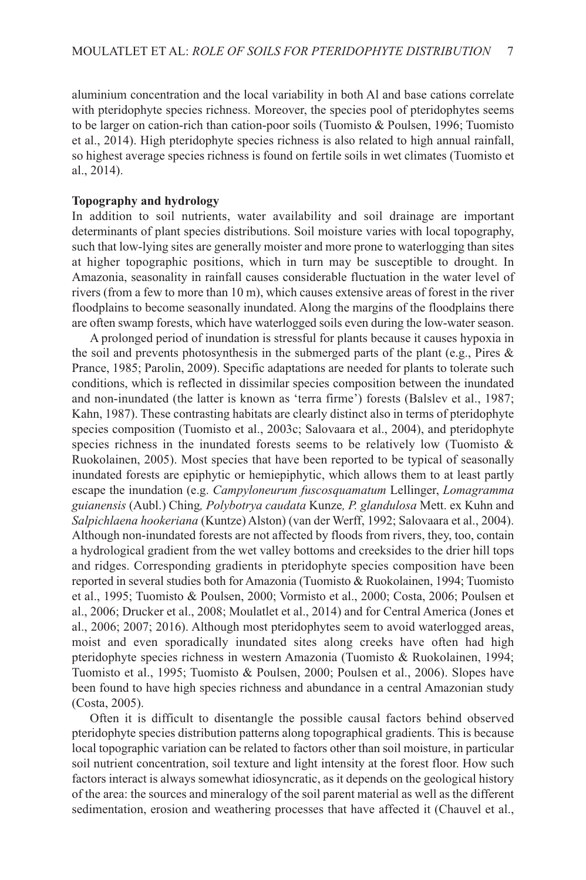aluminium concentration and the local variability in both Al and base cations correlate with pteridophyte species richness. Moreover, the species pool of pteridophytes seems to be larger on cation-rich than cation-poor soils (Tuomisto & Poulsen, 1996; Tuomisto et al., 2014). High pteridophyte species richness is also related to high annual rainfall, so highest average species richness is found on fertile soils in wet climates (Tuomisto et al., 2014).

**Topography and hydrology**

In addition to soil nutrients, water availability and soil drainage are important determinants of plant species distributions. Soil moisture varies with local topography, such that low-lying sites are generally moister and more prone to waterlogging than sites at higher topographic positions, which in turn may be susceptible to drought. In Amazonia, seasonality in rainfall causes considerable fluctuation in the water level of rivers (from a few to more than 10 m), which causes extensive areas of forest in the river floodplains to become seasonally inundated. Along the margins of the floodplains there are often swamp forests, which have waterlogged soils even during the low-water season.

A prolonged period of inundation is stressful for plants because it causes hypoxia in the soil and prevents photosynthesis in the submerged parts of the plant (e.g., Pires & Prance, 1985; Parolin, 2009). Specific adaptations are needed for plants to tolerate such conditions, which is reflected in dissimilar species composition between the inundated and non-inundated (the latter is known as 'terra firme') forests (Balslev et al., 1987; Kahn, 1987). These contrasting habitats are clearly distinct also in terms of pteridophyte species composition (Tuomisto et al., 2003c; Salovaara et al., 2004), and pteridophyte species richness in the inundated forests seems to be relatively low (Tuomisto & Ruokolainen, 2005). Most species that have been reported to be typical of seasonally inundated forests are epiphytic or hemiepiphytic, which allows them to at least partly escape the inundation (e.g. *Campyloneurum fuscosquamatum* Lellinger, *Lomagramma guianensis* (Aubl.) Ching*, Polybotrya caudata* Kunze*, P. glandulosa* Mett. ex Kuhn and *Salpichlaena hookeriana* (Kuntze) Alston) (van der Werff, 1992; Salovaara et al., 2004). Although non-inundated forests are not affected by floods from rivers, they, too, contain a hydrological gradient from the wet valley bottoms and creeksides to the drier hill tops and ridges. Corresponding gradients in pteridophyte species composition have been reported in several studies both for Amazonia (Tuomisto & Ruokolainen, 1994; Tuomisto et al., 1995; Tuomisto & Poulsen, 2000; Vormisto et al., 2000; Costa, 2006; Poulsen et al., 2006; Drucker et al., 2008; Moulatlet et al., 2014) and for Central America (Jones et al., 2006; 2007; 2016). Although most pteridophytes seem to avoid waterlogged areas, moist and even sporadically inundated sites along creeks have often had high pteridophyte species richness in western Amazonia (Tuomisto & Ruokolainen, 1994; Tuomisto et al., 1995; Tuomisto & Poulsen, 2000; Poulsen et al., 2006). Slopes have been found to have high species richness and abundance in a central Amazonian study (Costa, 2005).

Often it is difficult to disentangle the possible causal factors behind observed pteridophyte species distribution patterns along topographical gradients. This is because local topographic variation can be related to factors other than soil moisture, in particular soil nutrient concentration, soil texture and light intensity at the forest floor. How such factors interact is always somewhat idiosyncratic, as it depends on the geological history of the area: the sources and mineralogy of the soil parent material as well as the different sedimentation, erosion and weathering processes that have affected it (Chauvel et al.,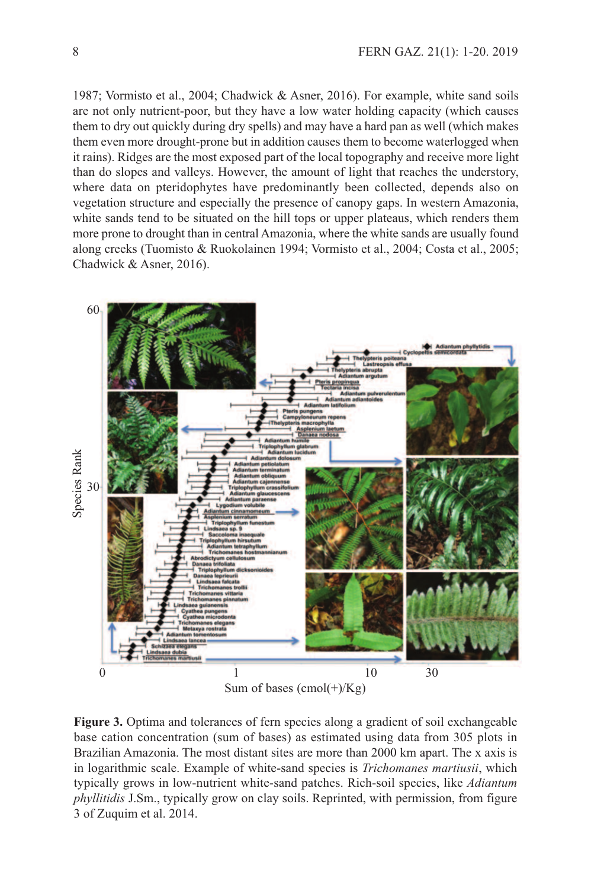1987; Vormisto et al., 2004; Chadwick & Asner, 2016). For example, white sand soils are not only nutrient-poor, but they have a low water holding capacity (which causes them to dry out quickly during dry spells) and may have a hard pan as well (which makes them even more drought-prone but in addition causes them to become waterlogged when it rains). Ridges are the most exposed part of the local topography and receive more light than do slopes and valleys. However, the amount of light that reaches the understory, where data on pteridophytes have predominantly been collected, depends also on vegetation structure and especially the presence of canopy gaps. In western Amazonia, white sands tend to be situated on the hill tops or upper plateaus, which renders them more prone to drought than in central Amazonia, where the white sands are usually found along creeks (Tuomisto & Ruokolainen 1994; Vormisto et al., 2004; Costa et al., 2005; Chadwick & Asner, 2016).

**Figure 3.** Optima and tolerances of fern species along a gradient of soil exchangeable base cation concentration (sum of bases) as estimated using data from 305 plots in Brazilian Amazonia. The most distant sites are more than 2000 km apart. The x axis is in logarithmic scale. Example of white-sand species is *Trichomanes martiusii*, which typically grows in low-nutrient white-sand patches. Rich-soil species, like *Adiantum phyllitidis* J.Sm., typically grow on clay soils. Reprinted, with permission, from figure 3 of Zuquim et al. 2014.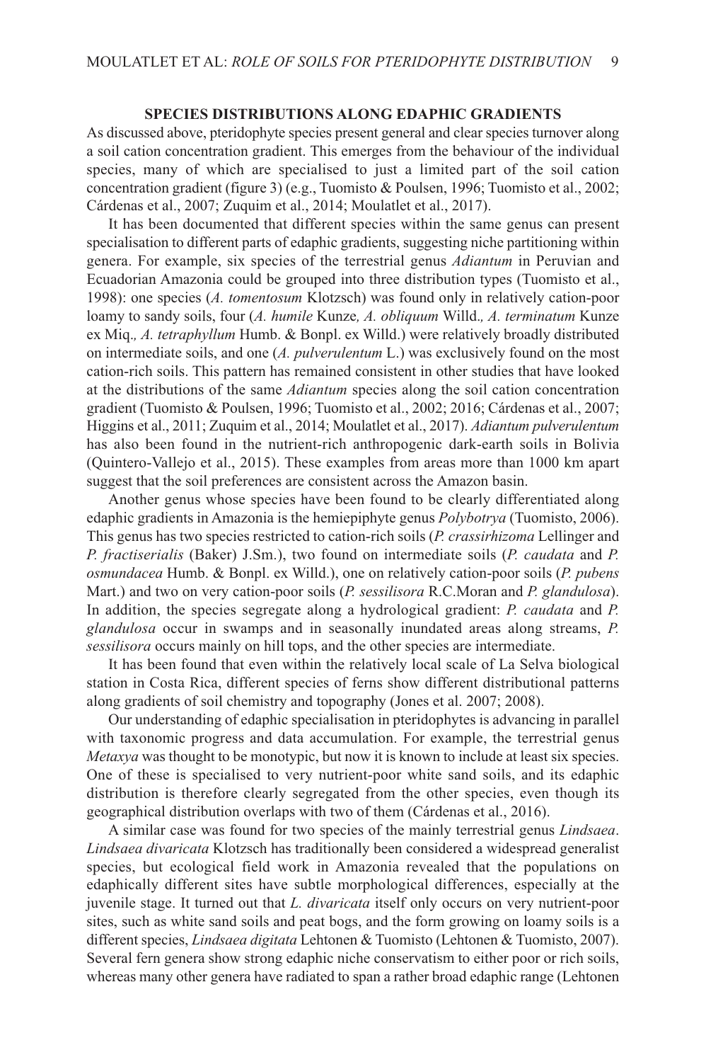## SPECIES DISTRIBUTIONS ALONG EDAPHIC GRADIENTS

As discussed above, pteridophyte species present general and clear species turnover along a soil cation concentration gradient. This emerges from the behaviour of the individual species, many of which are specialised to just a limited part of the soil cation concentration gradient (figure 3) (e.g., Tuomisto & Poulsen, 1996; Tuomisto et al., 2002; Cárdenas et al., 2007; Zuquim et al., 2014; Moulatlet et al., 2017).

It has been documented that different species within the same genus can present specialisation to different parts of edaphic gradients, suggesting niche partitioning within genera. For example, six species of the terrestrial genus *Adiantum* in Peruvian and Ecuadorian Amazonia could be grouped into three distribution types (Tuomisto et al., 1998): one species (*A. tomentosum* Klotzsch) was found only in relatively cation-poor loamy to sandy soils, four (*A. humile* Kunze*, A. obliquum* Willd.*, A. terminatum* Kunze ex Miq.*, A. tetraphyllum* Humb. & Bonpl. ex Willd.) were relatively broadly distributed on intermediate soils, and one (*A. pulverulentum* L.) was exclusively found on the most cation-rich soils. This pattern has remained consistent in other studies that have looked at the distributions of the same *Adiantum* species along the soil cation concentration gradient (Tuomisto & Poulsen, 1996; Tuomisto et al., 2002; 2016; Cárdenas et al., 2007; Higgins et al., 2011; Zuquim et al., 2014; Moulatlet et al., 2017). *Adiantum pulverulentum* has also been found in the nutrient-rich anthropogenic dark-earth soils in Bolivia (Quintero-Vallejo et al., 2015). These examples from areas more than 1000 km apart suggest that the soil preferences are consistent across the Amazon basin.

Another genus whose species have been found to be clearly differentiated along edaphic gradients in Amazonia is the hemiepiphyte genus *Polybotrya* (Tuomisto, 2006). This genus has two species restricted to cation-rich soils (*P. crassirhizoma* Lellinger and *P. fractiserialis* (Baker) J.Sm.), two found on intermediate soils (*P. caudata* and *P. osmundacea* Humb. & Bonpl. ex Willd.), one on relatively cation-poor soils (*P. pubens* Mart.) and two on very cation-poor soils (*P. sessilisora* R.C.Moran and *P. glandulosa*). In addition, the species segregate along a hydrological gradient: *P. caudata* and *P. glandulosa* occur in swamps and in seasonally inundated areas along streams, *P. sessilisora* occurs mainly on hill tops, and the other species are intermediate.

It has been found that even within the relatively local scale of La Selva biological station in Costa Rica, different species of ferns show different distributional patterns along gradients of soil chemistry and topography (Jones et al. 2007; 2008).

Our understanding of edaphic specialisation in pteridophytes is advancing in parallel with taxonomic progress and data accumulation. For example, the terrestrial genus *Metaxya* was thought to be monotypic, but now it is known to include at least six species. One of these is specialised to very nutrient-poor white sand soils, and its edaphic distribution is therefore clearly segregated from the other species, even though its geographical distribution overlaps with two of them (Cárdenas et al., 2016).

A similar case was found for two species of the mainly terrestrial genus *Lindsaea*. *Lindsaea divaricata* Klotzsch has traditionally been considered a widespread generalist species, but ecological field work in Amazonia revealed that the populations on edaphically different sites have subtle morphological differences, especially at the juvenile stage. It turned out that *L. divaricata* itself only occurs on very nutrient-poor sites, such as white sand soils and peat bogs, and the form growing on loamy soils is a different species, *Lindsaea digitata* Lehtonen & Tuomisto (Lehtonen & Tuomisto, 2007). Several fern genera show strong edaphic niche conservatism to either poor or rich soils, whereas many other genera have radiated to span a rather broad edaphic range (Lehtonen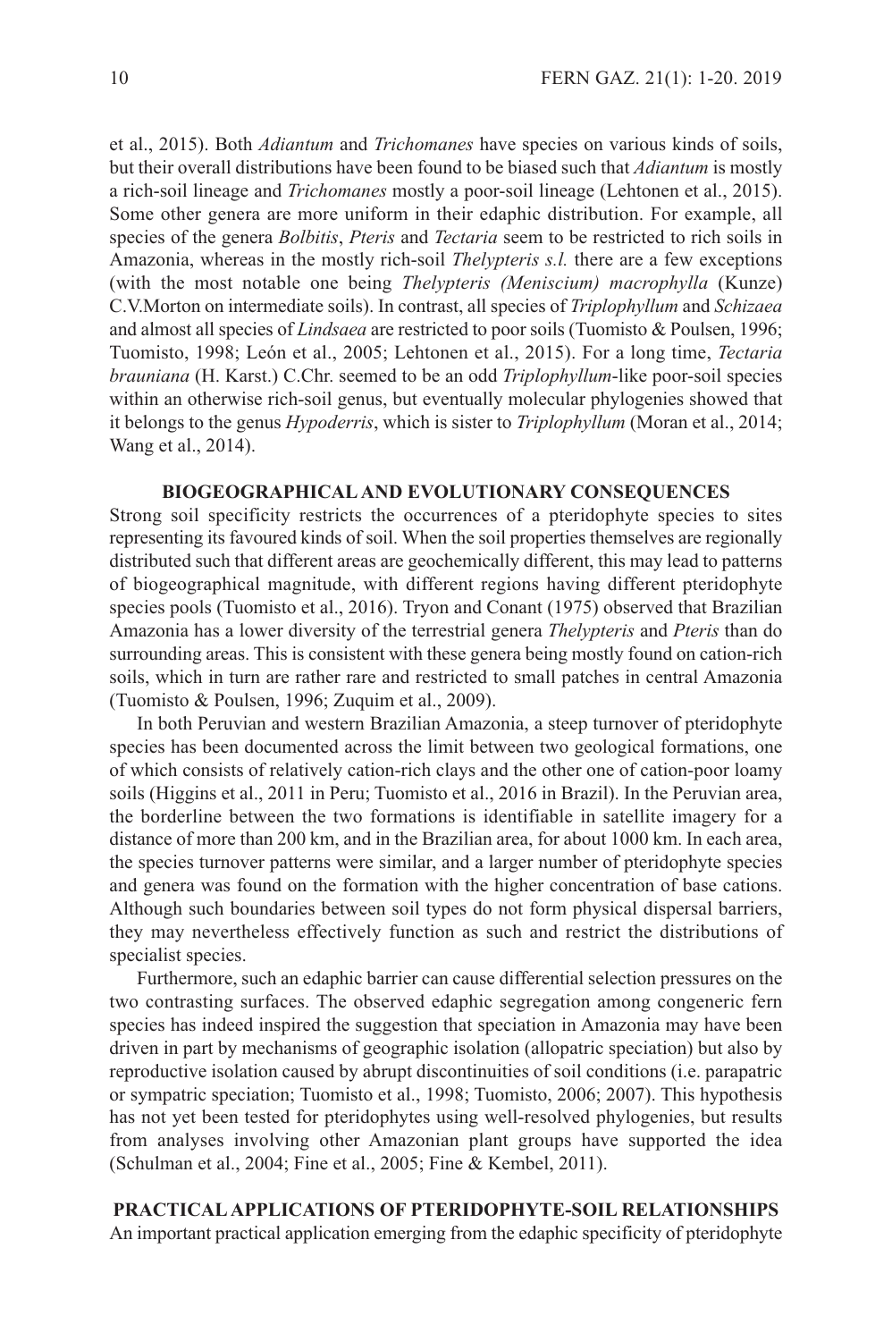et al., 2015). Both *Adiantum* and *Trichomanes* have species on various kinds of soils, but their overall distributions have been found to be biased such that *Adiantum* is mostly a rich-soil lineage and *Trichomanes* mostly a poor-soil lineage (Lehtonen et al., 2015). Some other genera are more uniform in their edaphic distribution. For example, all species of the genera *Bolbitis*, *Pteris* and *Tectaria* seem to be restricted to rich soils in Amazonia, whereas in the mostly rich-soil *Thelypteris s.l.* there are a few exceptions (with the most notable one being *Thelypteris (Meniscium) macrophylla* (Kunze) C.V.Morton on intermediate soils). In contrast, all species of *Triplophyllum* and *Schizaea* and almost all species of *Lindsaea* are restricted to poor soils (Tuomisto & Poulsen, 1996; Tuomisto, 1998; León et al., 2005; Lehtonen et al., 2015). For a long time, *Tectaria brauniana* (H. Karst.) C.Chr. seemed to be an odd *Triplophyllum*-like poor-soil species within an otherwise rich-soil genus, but eventually molecular phylogenies showed that it belongs to the genus *Hypoderris*, which is sister to *Triplophyllum* (Moran et al., 2014; Wang et al., 2014).

## BIOGEOGRAPHICAL AND EVOLUTIONARY CONSEQUENCES

Strong soil specificity restricts the occurrences of a pteridophyte species to sites representing its favoured kinds of soil. When the soil properties themselves are regionally distributed such that different areas are geochemically different, this may lead to patterns of biogeographical magnitude, with different regions having different pteridophyte species pools (Tuomisto et al., 2016). Tryon and Conant (1975) observed that Brazilian Amazonia has a lower diversity of the terrestrial genera *Thelypteris* and *Pteris* than do surrounding areas. This is consistent with these genera being mostly found on cation-rich soils, which in turn are rather rare and restricted to small patches in central Amazonia (Tuomisto & Poulsen, 1996; Zuquim et al., 2009).

In both Peruvian and western Brazilian Amazonia, a steep turnover of pteridophyte species has been documented across the limit between two geological formations, one of which consists of relatively cation-rich clays and the other one of cation-poor loamy soils (Higgins et al., 2011 in Peru; Tuomisto et al., 2016 in Brazil). In the Peruvian area, the borderline between the two formations is identifiable in satellite imagery for a distance of more than 200 km, and in the Brazilian area, for about 1000 km. In each area, the species turnover patterns were similar, and a larger number of pteridophyte species and genera was found on the formation with the higher concentration of base cations. Although such boundaries between soil types do not form physical dispersal barriers, they may nevertheless effectively function as such and restrict the distributions of specialist species.

Furthermore, such an edaphic barrier can cause differential selection pressures on the two contrasting surfaces. The observed edaphic segregation among congeneric fern species has indeed inspired the suggestion that speciation in Amazonia may have been driven in part by mechanisms of geographic isolation (allopatric speciation) but also by reproductive isolation caused by abrupt discontinuities of soil conditions (i.e. parapatric or sympatric speciation; Tuomisto et al., 1998; Tuomisto, 2006; 2007). This hypothesis has not yet been tested for pteridophytes using well-resolved phylogenies, but results from analyses involving other Amazonian plant groups have supported the idea (Schulman et al., 2004; Fine et al., 2005; Fine & Kembel, 2011).

## PRACTICAL APPLICATIONS OF PTERIDOPHYTE-SOIL RELATIONSHIPS

An important practical application emerging from the edaphic specificity of pteridophyte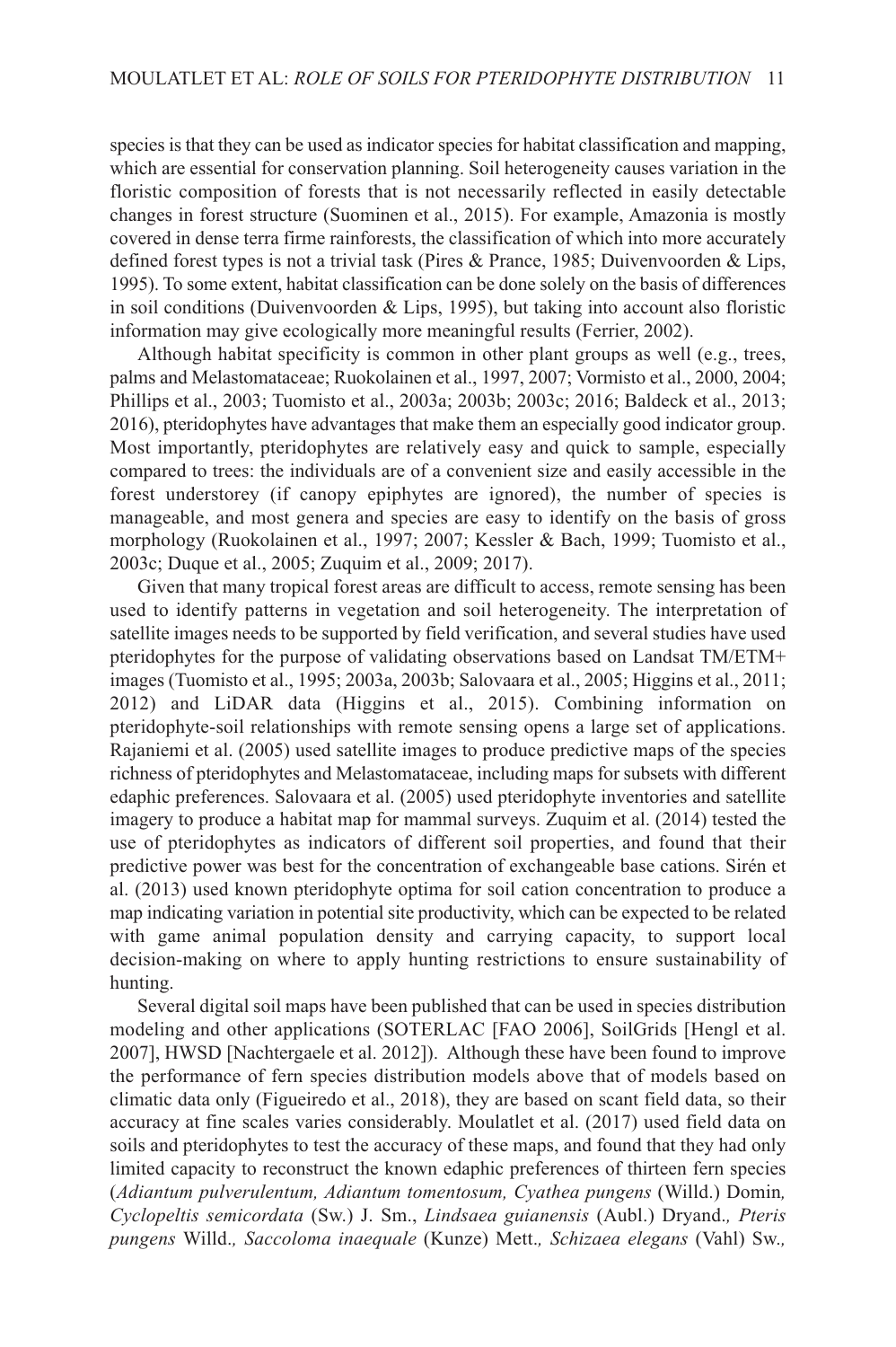species is that they can be used as indicator species for habitat classification and mapping, which are essential for conservation planning. Soil heterogeneity causes variation in the floristic composition of forests that is not necessarily reflected in easily detectable changes in forest structure (Suominen et al., 2015). For example, Amazonia is mostly covered in dense terra firme rainforests, the classification of which into more accurately defined forest types is not a trivial task (Pires & Prance, 1985; Duivenvoorden & Lips, 1995). To some extent, habitat classification can be done solely on the basis of differences in soil conditions (Duivenvoorden & Lips, 1995), but taking into account also floristic information may give ecologically more meaningful results (Ferrier, 2002).

Although habitat specificity is common in other plant groups as well (e.g., trees, palms and Melastomataceae; Ruokolainen et al., 1997, 2007; Vormisto et al., 2000, 2004; Phillips et al., 2003; Tuomisto et al., 2003a; 2003b; 2003c; 2016; Baldeck et al., 2013; 2016), pteridophytes have advantages that make them an especially good indicator group. Most importantly, pteridophytes are relatively easy and quick to sample, especially compared to trees: the individuals are of a convenient size and easily accessible in the forest understorey (if canopy epiphytes are ignored), the number of species is manageable, and most genera and species are easy to identify on the basis of gross morphology (Ruokolainen et al., 1997; 2007; Kessler & Bach, 1999; Tuomisto et al., 2003c; Duque et al., 2005; Zuquim et al., 2009; 2017).

Given that many tropical forest areas are difficult to access, remote sensing has been used to identify patterns in vegetation and soil heterogeneity. The interpretation of satellite images needs to be supported by field verification, and several studies have used pteridophytes for the purpose of validating observations based on Landsat TM/ETM+ images (Tuomisto et al., 1995; 2003a, 2003b; Salovaara et al., 2005; Higgins et al., 2011; 2012) and LiDAR data (Higgins et al., 2015). Combining information on pteridophyte-soil relationships with remote sensing opens a large set of applications. Rajaniemi et al. (2005) used satellite images to produce predictive maps of the species richness of pteridophytes and Melastomataceae, including maps for subsets with different edaphic preferences. Salovaara et al. (2005) used pteridophyte inventories and satellite imagery to produce a habitat map for mammal surveys. Zuquim et al. (2014) tested the use of pteridophytes as indicators of different soil properties, and found that their predictive power was best for the concentration of exchangeable base cations. Sirén et al. (2013) used known pteridophyte optima for soil cation concentration to produce a map indicating variation in potential site productivity, which can be expected to be related with game animal population density and carrying capacity, to support local decision-making on where to apply hunting restrictions to ensure sustainability of hunting.

Several digital soil maps have been published that can be used in species distribution modeling and other applications (SOTERLAC [FAO 2006], SoilGrids [Hengl et al. 2007], HWSD [Nachtergaele et al. 2012]). Although these have been found to improve the performance of fern species distribution models above that of models based on climatic data only (Figueiredo et al., 2018), they are based on scant field data, so their accuracy at fine scales varies considerably. Moulatlet et al. (2017) used field data on soils and pteridophytes to test the accuracy of these maps, and found that they had only limited capacity to reconstruct the known edaphic preferences of thirteen fern species (*Adiantum pulverulentum, Adiantum tomentosum, Cyathea pungens* (Willd.) Domin*, Cyclopeltis semicordata* (Sw.) J. Sm., *Lindsaea guianensis* (Aubl.) Dryand.*, Pteris pungens* Willd.*, Saccoloma inaequale* (Kunze) Mett.*, Schizaea elegans* (Vahl) Sw.*,*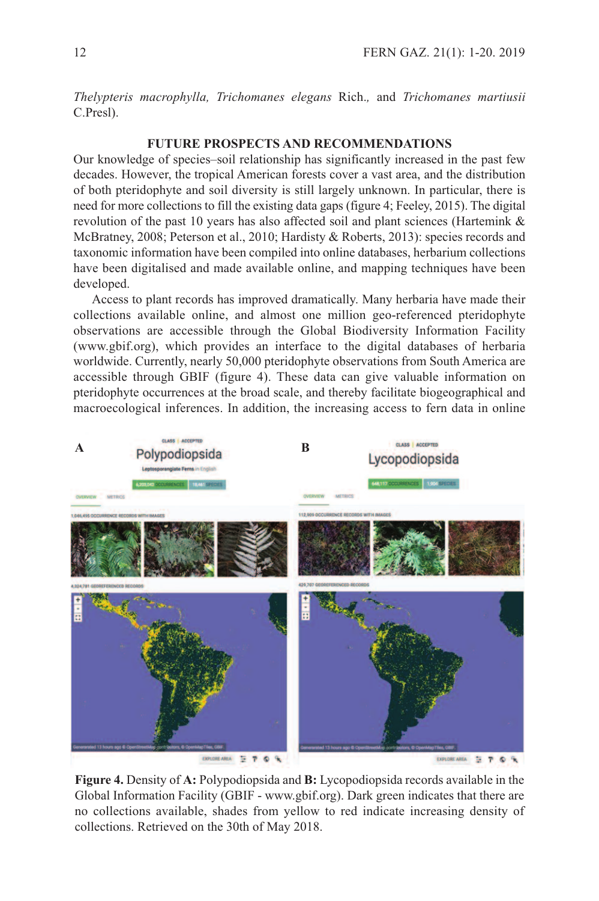*Thelypteris macrophylla, Trichomanes elegans* Rich., and *Trichomanes martiusii* C.Presl).

## FUTURE PROSPECTS AND RECOMMENDATIONS

Our knowledge of species–soil relationship has significantly increased in the past few decades. However, the tropical American forests cover a vast area, and the distribution of both pteridophyte and soil diversity is still largely unknown. In particular, there is need for more collections to fill the existing data gaps (figure 4; Feeley, 2015). The digital revolution of the past 10 years has also affected soil and plant sciences (Hartemink & McBratney, 2008; Peterson et al., 2010; Hardisty & Roberts, 2013): species records and taxonomic information have been compiled into online databases, herbarium collections have been digitalised and made available online, and mapping techniques have been developed.

Access to plant records has improved dramatically. Many herbaria have made their collections available online, and almost one million geo-referenced pteridophyte observations are accessible through the Global Biodiversity Information Facility (www.gbif.org), which provides an interface to the digital databases of herbaria worldwide. Currently, nearly 50,000 pteridophyte observations from South America are accessible through GBIF (figure 4). These data can give valuable information on pteridophyte occurrences at the broad scale, and thereby facilitate biogeographical and macroecological inferences. In addition, the increasing access to fern data in online

**Figure 4.** Density of **A:** Polypodiopsida and **B:** Lycopodiopsida records available in the Global Information Facility (GBIF - www.gbif.org). Dark green indicates that there are no collections available, shades from yellow to red indicate increasing density of collections. Retrieved on the 30th of May 2018.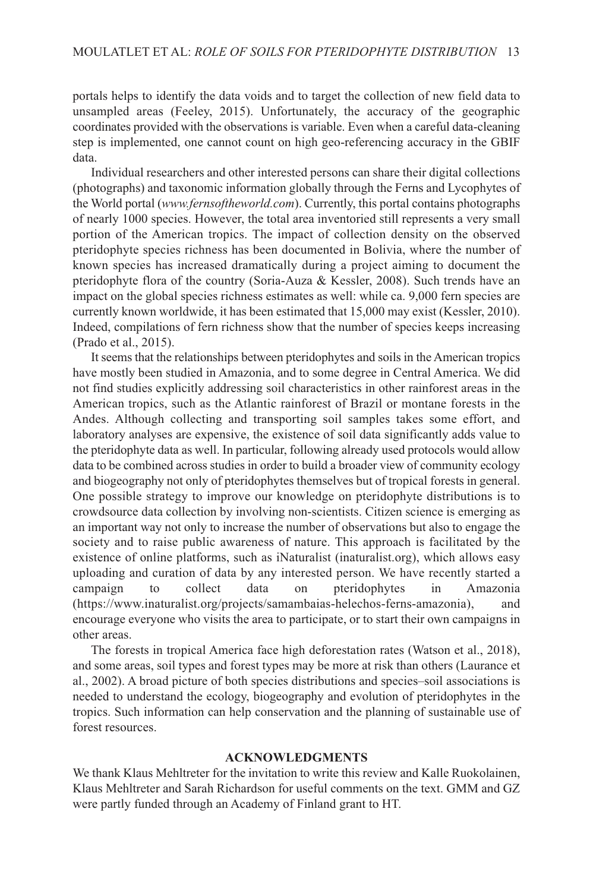portals helps to identify the data voids and to target the collection of new field data to unsampled areas (Feeley, 2015). Unfortunately, the accuracy of the geographic coordinates provided with the observations is variable. Even when a careful data-cleaning step is implemented, one cannot count on high geo-referencing accuracy in the GBIF data.

Individual researchers and other interested persons can share their digital collections (photographs) and taxonomic information globally through the Ferns and Lycophytes of the World portal (*www.fernsoftheworld.com*). Currently, this portal contains photographs of nearly 1000 species. However, the total area inventoried still represents a very small portion of the American tropics. The impact of collection density on the observed pteridophyte species richness has been documented in Bolivia, where the number of known species has increased dramatically during a project aiming to document the pteridophyte flora of the country (Soria-Auza & Kessler, 2008). Such trends have an impact on the global species richness estimates as well: while ca. 9,000 fern species are currently known worldwide, it has been estimated that 15,000 may exist (Kessler, 2010). Indeed, compilations of fern richness show that the number of species keeps increasing (Prado et al., 2015).

It seems that the relationships between pteridophytes and soils in the American tropics have mostly been studied in Amazonia, and to some degree in Central America. We did not find studies explicitly addressing soil characteristics in other rainforest areas in the American tropics, such as the Atlantic rainforest of Brazil or montane forests in the Andes. Although collecting and transporting soil samples takes some effort, and laboratory analyses are expensive, the existence of soil data significantly adds value to the pteridophyte data as well. In particular, following already used protocols would allow data to be combined across studies in order to build a broader view of community ecology and biogeography not only of pteridophytes themselves but of tropical forests in general. One possible strategy to improve our knowledge on pteridophyte distributions is to crowdsource data collection by involving non-scientists. Citizen science is emerging as an important way not only to increase the number of observations but also to engage the society and to raise public awareness of nature. This approach is facilitated by the existence of online platforms, such as iNaturalist (inaturalist.org), which allows easy uploading and curation of data by any interested person. We have recently started a campaign to collect data on pteridophytes in Amazonia (https://www.inaturalist.org/projects/samambaias-helechos-ferns-amazonia), and encourage everyone who visits the area to participate, or to start their own campaigns in other areas.

The forests in tropical America face high deforestation rates (Watson et al., 2018), and some areas, soil types and forest types may be more at risk than others (Laurance et al., 2002). A broad picture of both species distributions and species–soil associations is needed to understand the ecology, biogeography and evolution of pteridophytes in the tropics. Such information can help conservation and the planning of sustainable use of forest resources.

## ACKNOWLEDGMENTS

We thank Klaus Mehltreter for the invitation to write this review and Kalle Ruokolainen, Klaus Mehltreter and Sarah Richardson for useful comments on the text. GMM and GZ were partly funded through an Academy of Finland grant to HT.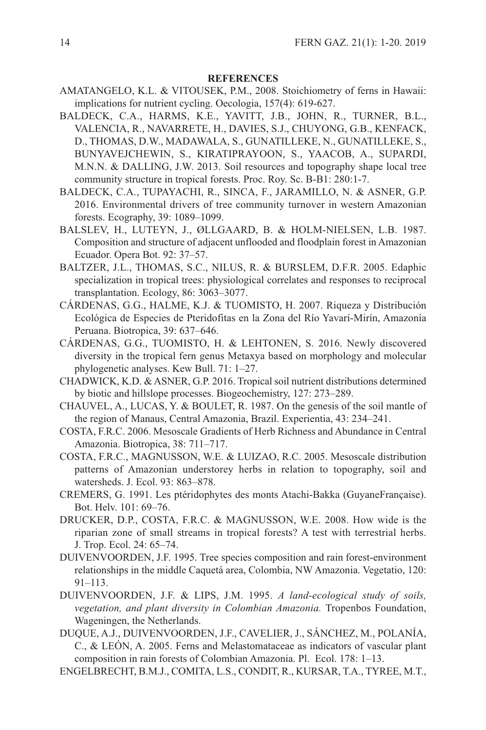## REFERENCES

AMATANGELO, K.L. & VITOUSEK, P.M., 2008. Stoichiometry of ferns in Hawaii: implications for nutrient cycling. Oecologia, 157(4): 619-627.

BALDECK, C.A., HARMS, K.E., YAVITT, J.B., JOHN, R., TURNER, B.L., VALENCIA, R., NAVARRETE, H., DAVIES, S.J., CHUYONG, G.B., KENFACK, D., THOMAS, D.W., MADAWALA, S., GUNATILLEKE, N., GUNATILLEKE, S., BUNYAVEJCHEWIN, S., KIRATIPRAYOON, S., YAACOB, A., SUPARDI, M.N.N. & DALLING, J.W. 2013. Soil resources and topography shape local tree community structure in tropical forests. Proc. Roy. Sc. B-B1: 280:1-7.

BALDECK, C.A., TUPAYACHI, R., SINCA, F., JARAMILLO, N. & ASNER, G.P. 2016. Environmental drivers of tree community turnover in western Amazonian forests. Ecography, 39: 1089–1099.

BALSLEV, H., LUTEYN, J., ØLLGAARD, B. & HOLM-NIELSEN, L.B. 1987. Composition and structure of adjacent unflooded and floodplain forest in Amazonian Ecuador. Opera Bot. 92: 37–57.

BALTZER, J.L., THOMAS, S.C., NILUS, R. & BURSLEM, D.F.R. 2005. Edaphic specialization in tropical trees: physiological correlates and responses to reciprocal transplantation. Ecology, 86: 3063–3077.

CÁRDENAS, G.G., HALME, K.J. & TUOMISTO, H. 2007. Riqueza y Distribución Ecológica de Especies de Pteridofitas en la Zona del Río Yavarí-Mirín, Amazonía Peruana. Biotropica, 39: 637–646.

CÁRDENAS, G.G., TUOMISTO, H. & LEHTONEN, S. 2016. Newly discovered diversity in the tropical fern genus Metaxya based on morphology and molecular phylogenetic analyses. Kew Bull. 71: 1–27.

CHADWICK, K.D. & ASNER, G.P. 2016. Tropical soil nutrient distributions determined by biotic and hillslope processes. Biogeochemistry, 127: 273–289.

CHAUVEL, A., LUCAS, Y. & BOULET, R. 1987. On the genesis of the soil mantle of the region of Manaus, Central Amazonia, Brazil. Experientia, 43: 234–241.

COSTA, F.R.C. 2006. Mesoscale Gradients of Herb Richness and Abundance in Central Amazonia. Biotropica, 38: 711–717.

COSTA, F.R.C., MAGNUSSON, W.E. & LUIZAO, R.C. 2005. Mesoscale distribution patterns of Amazonian understorey herbs in relation to topography, soil and watersheds. J. Ecol. 93: 863–878.

CREMERS, G. 1991. Les ptéridophytes des monts Atachi-Bakka (GuyaneFrançaise). Bot. Helv. 101: 69–76.

DRUCKER, D.P., COSTA, F.R.C. & MAGNUSSON, W.E. 2008. How wide is the riparian zone of small streams in tropical forests? A test with terrestrial herbs. J. Trop. Ecol. 24: 65–74.

DUIVENVOORDEN, J.F. 1995. Tree species composition and rain forest-environment relationships in the middle Caquetá area, Colombia, NW Amazonia. Vegetatio, 120: 91–113.

DUIVENVOORDEN, J.F. & LIPS, J.M. 1995. *A land-ecological study of soils, vegetation, and plant diversity in Colombian Amazonia.* Tropenbos Foundation, Wageningen, the Netherlands.

DUQUE, A.J., DUIVENVOORDEN, J.F., CAVELIER, J., SÁNCHEZ, M., POLANÍA, C., & LEÓN, A. 2005. Ferns and Melastomataceae as indicators of vascular plant composition in rain forests of Colombian Amazonia. Pl. Ecol. 178: 1–13.

ENGELBRECHT, B.M.J., COMITA, L.S., CONDIT, R., KURSAR, T.A., TYREE, M.T.,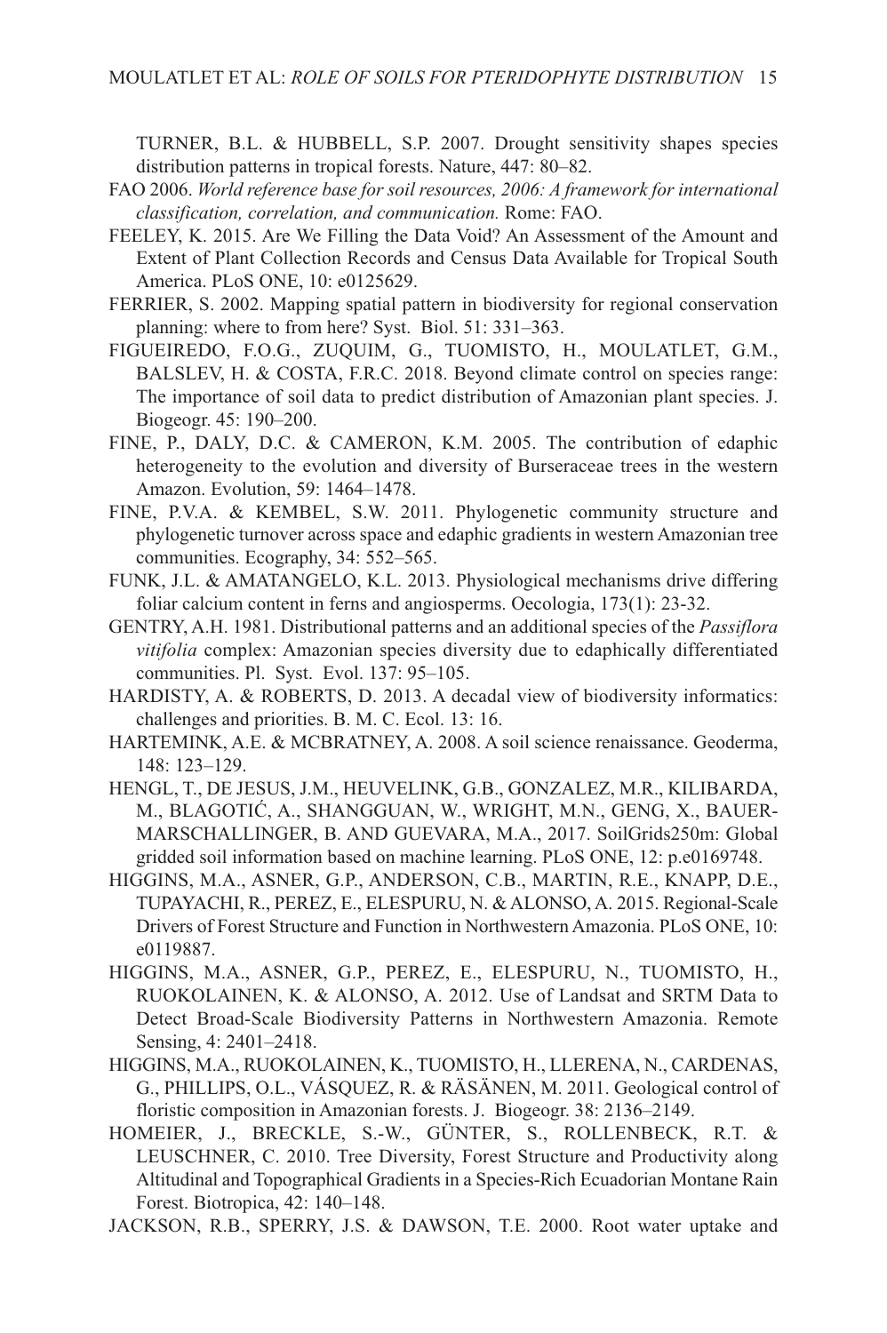TURNER, B.L. & HUBBELL, S.P. 2007. Drought sensitivity shapes species distribution patterns in tropical forests. Nature, 447: 80–82.

FAO 2006. *World reference base for soil resources, 2006: A framework for international classification, correlation, and communication.* Rome: FAO.

FEELEY, K. 2015. Are We Filling the Data Void? An Assessment of the Amount and Extent of Plant Collection Records and Census Data Available for Tropical South America. PLoS ONE, 10: e0125629.

FERRIER, S. 2002. Mapping spatial pattern in biodiversity for regional conservation planning: where to from here? Syst. Biol. 51: 331–363.

FIGUEIREDO, F.O.G., ZUQUIM, G., TUOMISTO, H., MOULATLET, G.M., BALSLEV, H. & COSTA, F.R.C. 2018. Beyond climate control on species range: The importance of soil data to predict distribution of Amazonian plant species. J. Biogeogr. 45: 190–200.

FINE, P., DALY, D.C. & CAMERON, K.M. 2005. The contribution of edaphic heterogeneity to the evolution and diversity of Burseraceae trees in the western Amazon. Evolution, 59: 1464–1478.

FINE, P.V.A. & KEMBEL, S.W. 2011. Phylogenetic community structure and phylogenetic turnover across space and edaphic gradients in western Amazonian tree communities. Ecography, 34: 552–565.

FUNK, J.L. & AMATANGELO, K.L. 2013. Physiological mechanisms drive differing foliar calcium content in ferns and angiosperms. Oecologia, 173(1): 23-32.

GENTRY, A.H. 1981. Distributional patterns and an additional species of the *Passiflora vitifolia* complex: Amazonian species diversity due to edaphically differentiated communities. Pl. Syst. Evol. 137: 95–105.

HARDISTY, A. & ROBERTS, D. 2013. A decadal view of biodiversity informatics: challenges and priorities. B. M. C. Ecol. 13: 16.

HARTEMINK, A.E. & MCBRATNEY, A. 2008. A soil science renaissance. Geoderma, 148: 123–129.

HENGL, T., DE JESUS, J.M., HEUVELINK, G.B., GONZALEZ, M.R., KILIBARDA, M., BLAGOTIĆ, A., SHANGGUAN, W., WRIGHT, M.N., GENG, X., BAUER-MARSCHALLINGER, B. AND GUEVARA, M.A., 2017. SoilGrids250m: Global gridded soil information based on machine learning. PLoS ONE, 12: p.e0169748.

HIGGINS, M.A., ASNER, G.P., ANDERSON, C.B., MARTIN, R.E., KNAPP, D.E., TUPAYACHI, R., PEREZ, E., ELESPURU, N. & ALONSO, A. 2015. Regional-Scale Drivers of Forest Structure and Function in Northwestern Amazonia. PLoS ONE, 10: e0119887.

HIGGINS, M.A., ASNER, G.P., PEREZ, E., ELESPURU, N., TUOMISTO, H., RUOKOLAINEN, K. & ALONSO, A. 2012. Use of Landsat and SRTM Data to Detect Broad-Scale Biodiversity Patterns in Northwestern Amazonia. Remote Sensing, 4: 2401–2418.

HIGGINS, M.A., RUOKOLAINEN, K., TUOMISTO, H., LLERENA, N., CARDENAS, G., PHILLIPS, O.L., VÁSQUEZ, R. & RÄSÄNEN, M. 2011. Geological control of floristic composition in Amazonian forests. J. Biogeogr. 38: 2136–2149.

HOMEIER, J., BRECKLE, S.-W., GÜNTER, S., ROLLENBECK, R.T. & LEUSCHNER, C. 2010. Tree Diversity, Forest Structure and Productivity along Altitudinal and Topographical Gradients in a Species-Rich Ecuadorian Montane Rain Forest. Biotropica, 42: 140–148.

JACKSON, R.B., SPERRY, J.S. & DAWSON, T.E. 2000. Root water uptake and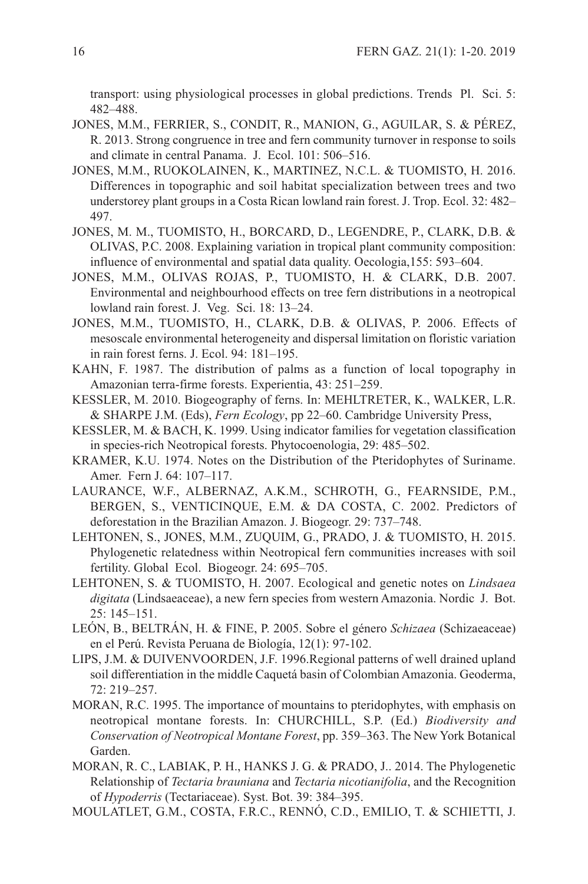transport: using physiological processes in global predictions. Trends Pl. Sci. 5: 482–488.

JONES, M.M., FERRIER, S., CONDIT, R., MANION, G., AGUILAR, S. & PÉREZ, R. 2013. Strong congruence in tree and fern community turnover in response to soils and climate in central Panama. J. Ecol. 101: 506–516.

JONES, M.M., RUOKOLAINEN, K., MARTINEZ, N.C.L. & TUOMISTO, H. 2016. Differences in topographic and soil habitat specialization between trees and two understorey plant groups in a Costa Rican lowland rain forest. J. Trop. Ecol. 32: 482–497.

JONES, M. M., TUOMISTO, H., BORCARD, D., LEGENDRE, P., CLARK, D.B. & OLIVAS, P.C. 2008. Explaining variation in tropical plant community composition: influence of environmental and spatial data quality. Oecologia,155: 593–604.

JONES, M.M., OLIVAS ROJAS, P., TUOMISTO, H. & CLARK, D.B. 2007. Environmental and neighbourhood effects on tree fern distributions in a neotropical lowland rain forest. J. Veg. Sci. 18: 13–24.

JONES, M.M., TUOMISTO, H., CLARK, D.B. & OLIVAS, P. 2006. Effects of mesoscale environmental heterogeneity and dispersal limitation on floristic variation in rain forest ferns. J. Ecol. 94: 181–195.

KAHN, F. 1987. The distribution of palms as a function of local topography in Amazonian terra-firme forests. Experientia, 43: 251–259.

KESSLER, M. 2010. Biogeography of ferns. In: MEHLTRETER, K., WALKER, L.R. & SHARPE J.M. (Eds), *Fern Ecology*, pp 22–60. Cambridge University Press,

KESSLER, M. & BACH, K. 1999. Using indicator families for vegetation classification in species-rich Neotropical forests. Phytocoenologia, 29: 485–502.

KRAMER, K.U. 1974. Notes on the Distribution of the Pteridophytes of Suriname. Amer. Fern J. 64: 107–117.

LAURANCE, W.F., ALBERNAZ, A.K.M., SCHROTH, G., FEARNSIDE, P.M., BERGEN, S., VENTICINQUE, E.M. & DA COSTA, C. 2002. Predictors of deforestation in the Brazilian Amazon. J. Biogeogr. 29: 737–748.

LEHTONEN, S., JONES, M.M., ZUQUIM, G., PRADO, J. & TUOMISTO, H. 2015. Phylogenetic relatedness within Neotropical fern communities increases with soil fertility. Global Ecol. Biogeogr. 24: 695–705.

LEHTONEN, S. & TUOMISTO, H. 2007. Ecological and genetic notes on *Lindsaea digitata* (Lindsaeaceae), a new fern species from western Amazonia. Nordic J. Bot. 25: 145–151.

LEÓN, B., BELTRÁN, H. & FINE, P. 2005. Sobre el género *Schizaea* (Schizaeaceae) en el Perú. Revista Peruana de Biología, 12(1): 97-102.

LIPS, J.M. & DUIVENVOORDEN, J.F. 1996.Regional patterns of well drained upland soil differentiation in the middle Caquetá basin of Colombian Amazonia. Geoderma, 72: 219–257.

MORAN, R.C. 1995. The importance of mountains to pteridophytes, with emphasis on neotropical montane forests. In: CHURCHILL, S.P. (Ed.) *Biodiversity and Conservation of Neotropical Montane Forest*, pp. 359–363. The New York Botanical Garden.

MORAN, R. C., LABIAK, P. H., HANKS J. G. & PRADO, J.. 2014. The Phylogenetic Relationship of *Tectaria brauniana* and *Tectaria nicotianifolia*, and the Recognition of *Hypoderris* (Tectariaceae). Syst. Bot. 39: 384–395.

MOULATLET, G.M., COSTA, F.R.C., RENNÓ, C.D., EMILIO, T. & SCHIETTI, J.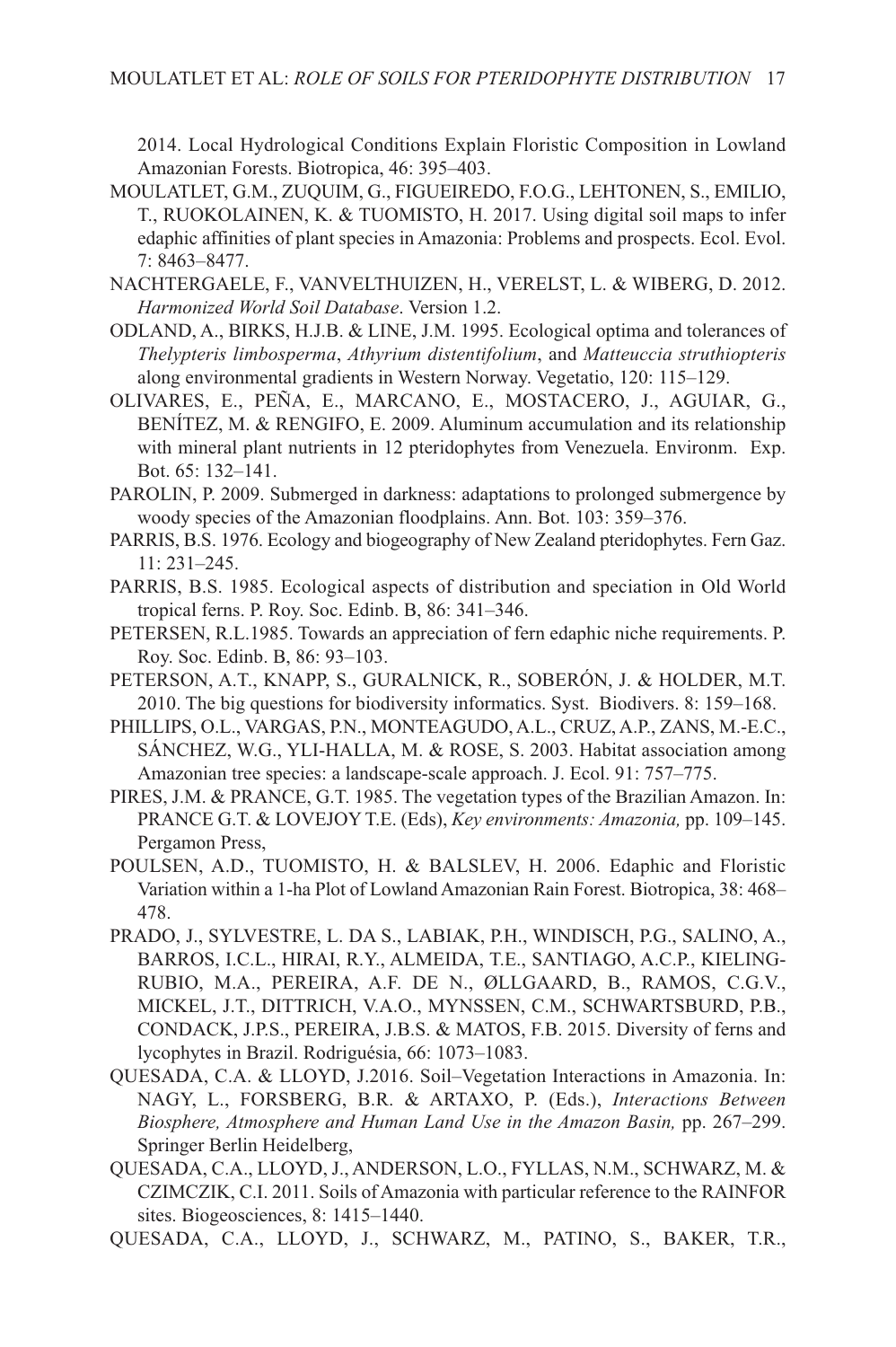2014. Local Hydrological Conditions Explain Floristic Composition in Lowland Amazonian Forests. Biotropica, 46: 395–403.

MOULATLET, G.M., ZUQUIM, G., FIGUEIREDO, F.O.G., LEHTONEN, S., EMILIO, T., RUOKOLAINEN, K. & TUOMISTO, H. 2017. Using digital soil maps to infer edaphic affinities of plant species in Amazonia: Problems and prospects. Ecol. Evol. 7: 8463–8477.

NACHTERGAELE, F., VANVELTHUIZEN, H., VERELST, L. & WIBERG, D. 2012. *Harmonized World Soil Database*. Version 1.2.

ODLAND, A., BIRKS, H.J.B. & LINE, J.M. 1995. Ecological optima and tolerances of *Thelypteris limbosperma*, *Athyrium distentifolium*, and *Matteuccia struthiopteris* along environmental gradients in Western Norway. Vegetatio, 120: 115–129.

OLIVARES, E., PEÑA, E., MARCANO, E., MOSTACERO, J., AGUIAR, G., BENÍTEZ, M. & RENGIFO, E. 2009. Aluminum accumulation and its relationship with mineral plant nutrients in 12 pteridophytes from Venezuela. Environm. Exp. Bot. 65: 132–141.

PAROLIN, P. 2009. Submerged in darkness: adaptations to prolonged submergence by woody species of the Amazonian floodplains. Ann. Bot. 103: 359–376.

PARRIS, B.S. 1976. Ecology and biogeography of New Zealand pteridophytes. Fern Gaz. 11: 231–245.

PARRIS, B.S. 1985. Ecological aspects of distribution and speciation in Old World tropical ferns. P. Roy. Soc. Edinb. B, 86: 341–346.

PETERSEN, R.L.1985. Towards an appreciation of fern edaphic niche requirements. P. Roy. Soc. Edinb. B, 86: 93–103.

PETERSON, A.T., KNAPP, S., GURALNICK, R., SOBERÓN, J. & HOLDER, M.T. 2010. The big questions for biodiversity informatics. Syst. Biodivers. 8: 159–168.

PHILLIPS, O.L., VARGAS, P.N., MONTEAGUDO, A.L., CRUZ, A.P., ZANS, M.-E.C., SÁNCHEZ, W.G., YLI-HALLA, M. & ROSE, S. 2003. Habitat association among Amazonian tree species: a landscape-scale approach. J. Ecol. 91: 757–775.

PIRES, J.M. & PRANCE, G.T. 1985. The vegetation types of the Brazilian Amazon. In: PRANCE G.T. & LOVEJOY T.E. (Eds), *Key environments: Amazonia,* pp. 109–145. Pergamon Press,

POULSEN, A.D., TUOMISTO, H. & BALSLEV, H. 2006. Edaphic and Floristic Variation within a 1-ha Plot of Lowland Amazonian Rain Forest. Biotropica, 38: 468–478.

PRADO, J., SYLVESTRE, L. DA S., LABIAK, P.H., WINDISCH, P.G., SALINO, A., BARROS, I.C.L., HIRAI, R.Y., ALMEIDA, T.E., SANTIAGO, A.C.P., KIELING-RUBIO, M.A., PEREIRA, A.F. DE N., ØLLGAARD, B., RAMOS, C.G.V., MICKEL, J.T., DITTRICH, V.A.O., MYNSSEN, C.M., SCHWARTSBURD, P.B., CONDACK, J.P.S., PEREIRA, J.B.S. & MATOS, F.B. 2015. Diversity of ferns and lycophytes in Brazil. Rodriguésia, 66: 1073–1083.

QUESADA, C.A. & LLOYD, J.2016. Soil–Vegetation Interactions in Amazonia. In: NAGY, L., FORSBERG, B.R. & ARTAXO, P. (Eds.), *Interactions Between Biosphere, Atmosphere and Human Land Use in the Amazon Basin,* pp. 267–299. Springer Berlin Heidelberg,

QUESADA, C.A., LLOYD, J., ANDERSON, L.O., FYLLAS, N.M., SCHWARZ, M. & CZIMCZIK, C.I. 2011. Soils of Amazonia with particular reference to the RAINFOR sites. Biogeosciences, 8: 1415–1440.

QUESADA, C.A., LLOYD, J., SCHWARZ, M., PATINO, S., BAKER, T.R.,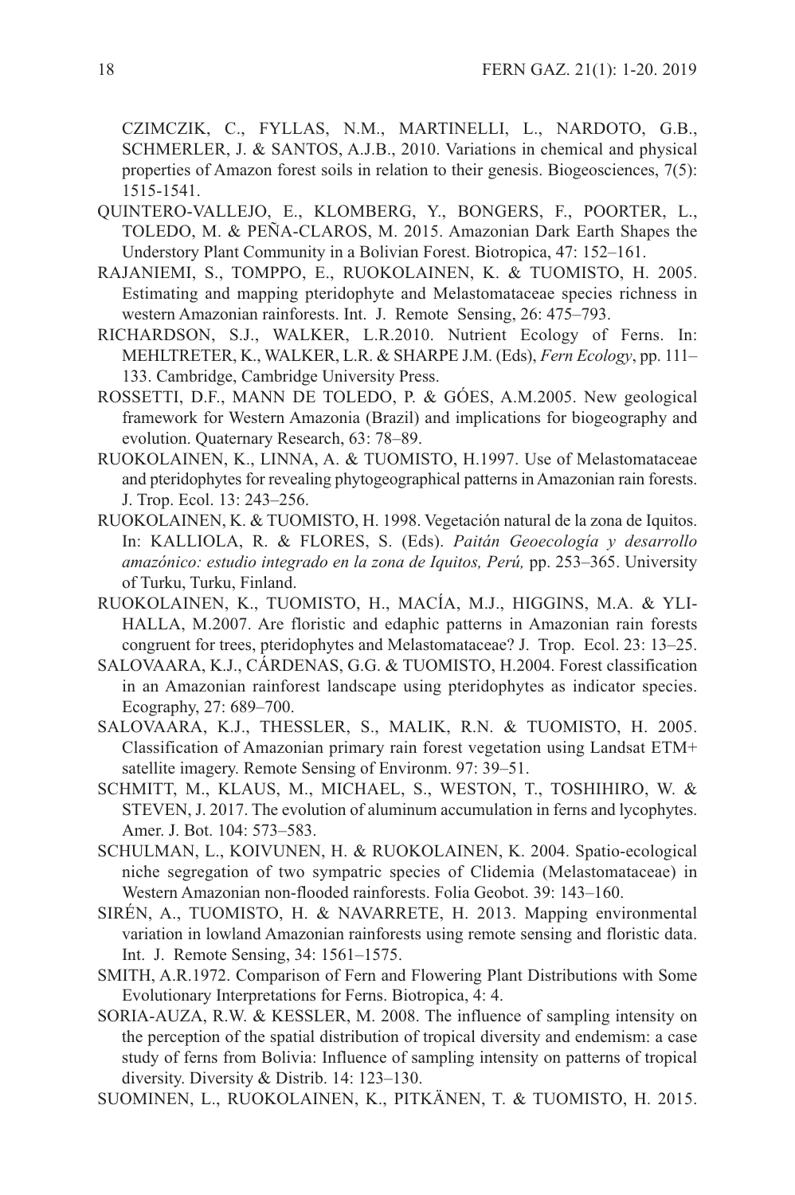CZIMCZIK, C., FYLLAS, N.M., MARTINELLI, L., NARDOTO, G.B., SCHMERLER, J. & SANTOS, A.J.B., 2010. Variations in chemical and physical properties of Amazon forest soils in relation to their genesis. Biogeosciences, 7(5): 1515-1541.

QUINTERO-VALLEJO, E., KLOMBERG, Y., BONGERS, F., POORTER, L., TOLEDO, M. & PEÑA-CLAROS, M. 2015. Amazonian Dark Earth Shapes the Understory Plant Community in a Bolivian Forest. Biotropica, 47: 152–161.

RAJANIEMI, S., TOMPPO, E., RUOKOLAINEN, K. & TUOMISTO, H. 2005. Estimating and mapping pteridophyte and Melastomataceae species richness in western Amazonian rainforests. Int. J. Remote Sensing, 26: 475–793.

RICHARDSON, S.J., WALKER, L.R.2010. Nutrient Ecology of Ferns. In: MEHLTRETER, K., WALKER, L.R. & SHARPE J.M. (Eds), *Fern Ecology*, pp. 111–133. Cambridge, Cambridge University Press.

ROSSETTI, D.F., MANN DE TOLEDO, P. & GÓES, A.M.2005. New geological framework for Western Amazonia (Brazil) and implications for biogeography and evolution. Quaternary Research, 63: 78–89.

RUOKOLAINEN, K., LINNA, A. & TUOMISTO, H.1997. Use of Melastomataceae and pteridophytes for revealing phytogeographical patterns in Amazonian rain forests. J. Trop. Ecol. 13: 243–256.

RUOKOLAINEN, K. & TUOMISTO, H. 1998. Vegetación natural de la zona de Iquitos. In: KALLIOLA, R. & FLORES, S. (Eds). *Paitán Geoecología y desarrollo amazónico: estudio integrado en la zona de Iquitos, Perú,* pp. 253–365. University of Turku, Turku, Finland.

RUOKOLAINEN, K., TUOMISTO, H., MACÍA, M.J., HIGGINS, M.A. & YLI-HALLA, M.2007. Are floristic and edaphic patterns in Amazonian rain forests congruent for trees, pteridophytes and Melastomataceae? J. Trop. Ecol. 23: 13–25.

SALOVAARA, K.J., CÁRDENAS, G.G. & TUOMISTO, H.2004. Forest classification in an Amazonian rainforest landscape using pteridophytes as indicator species. Ecography, 27: 689–700.

SALOVAARA, K.J., THESSLER, S., MALIK, R.N. & TUOMISTO, H. 2005. Classification of Amazonian primary rain forest vegetation using Landsat ETM+ satellite imagery. Remote Sensing of Environm. 97: 39–51.

SCHMITT, M., KLAUS, M., MICHAEL, S., WESTON, T., TOSHIHIRO, W. & STEVEN, J. 2017. The evolution of aluminum accumulation in ferns and lycophytes. Amer. J. Bot. 104: 573–583.

SCHULMAN, L., KOIVUNEN, H. & RUOKOLAINEN, K. 2004. Spatio-ecological niche segregation of two sympatric species of Clidemia (Melastomataceae) in Western Amazonian non-flooded rainforests. Folia Geobot. 39: 143–160.

SIRÉN, A., TUOMISTO, H. & NAVARRETE, H. 2013. Mapping environmental variation in lowland Amazonian rainforests using remote sensing and floristic data. Int. J. Remote Sensing, 34: 1561–1575.

SMITH, A.R.1972. Comparison of Fern and Flowering Plant Distributions with Some Evolutionary Interpretations for Ferns. Biotropica, 4: 4.

SORIA-AUZA, R.W. & KESSLER, M. 2008. The influence of sampling intensity on the perception of the spatial distribution of tropical diversity and endemism: a case study of ferns from Bolivia: Influence of sampling intensity on patterns of tropical diversity. Diversity & Distrib. 14: 123–130.

SUOMINEN, L., RUOKOLAINEN, K., PITKÄNEN, T. & TUOMISTO, H. 2015.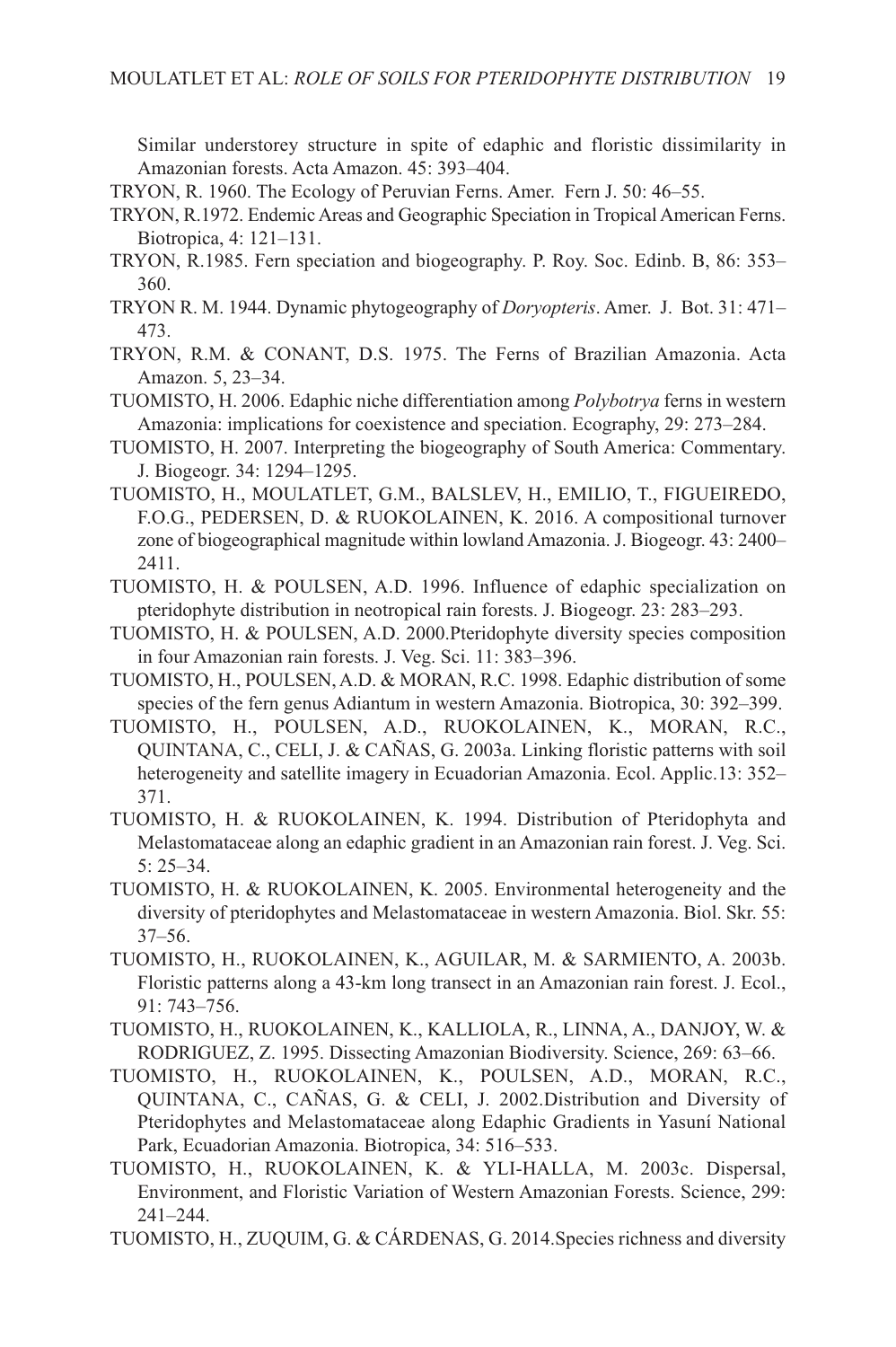Similar understorey structure in spite of edaphic and floristic dissimilarity in Amazonian forests. Acta Amazon. 45: 393–404.

TRYON, R. 1960. The Ecology of Peruvian Ferns. Amer. Fern J. 50: 46–55.

TRYON, R.1972. Endemic Areas and Geographic Speciation in Tropical American Ferns. Biotropica, 4: 121–131.

TRYON, R.1985. Fern speciation and biogeography. P. Roy. Soc. Edinb. B, 86: 353–360.

TRYON R. M. 1944. Dynamic phytogeography of *Doryopteris*. Amer. J. Bot. 31: 471–473.

TRYON, R.M. & CONANT, D.S. 1975. The Ferns of Brazilian Amazonia. Acta Amazon. 5, 23–34.

TUOMISTO, H. 2006. Edaphic niche differentiation among *Polybotrya* ferns in western Amazonia: implications for coexistence and speciation. Ecography, 29: 273–284.

TUOMISTO, H. 2007. Interpreting the biogeography of South America: Commentary. J. Biogeogr. 34: 1294–1295.

TUOMISTO, H., MOULATLET, G.M., BALSLEV, H., EMILIO, T., FIGUEIREDO, F.O.G., PEDERSEN, D. & RUOKOLAINEN, K. 2016. A compositional turnover zone of biogeographical magnitude within lowland Amazonia. J. Biogeogr. 43: 2400–2411.

TUOMISTO, H. & POULSEN, A.D. 1996. Influence of edaphic specialization on pteridophyte distribution in neotropical rain forests. J. Biogeogr. 23: 283–293.

TUOMISTO, H. & POULSEN, A.D. 2000.Pteridophyte diversity species composition in four Amazonian rain forests. J. Veg. Sci. 11: 383–396.

TUOMISTO, H., POULSEN, A.D. & MORAN, R.C. 1998. Edaphic distribution of some species of the fern genus Adiantum in western Amazonia. Biotropica, 30: 392–399.

TUOMISTO, H., POULSEN, A.D., RUOKOLAINEN, K., MORAN, R.C., QUINTANA, C., CELI, J. & CAÑAS, G. 2003a. Linking floristic patterns with soil heterogeneity and satellite imagery in Ecuadorian Amazonia. Ecol. Applic.13: 352–371.

TUOMISTO, H. & RUOKOLAINEN, K. 1994. Distribution of Pteridophyta and Melastomataceae along an edaphic gradient in an Amazonian rain forest. J. Veg. Sci. 5: 25–34.

TUOMISTO, H. & RUOKOLAINEN, K. 2005. Environmental heterogeneity and the diversity of pteridophytes and Melastomataceae in western Amazonia. Biol. Skr. 55: 37–56.

TUOMISTO, H., RUOKOLAINEN, K., AGUILAR, M. & SARMIENTO, A. 2003b. Floristic patterns along a 43-km long transect in an Amazonian rain forest. J. Ecol., 91: 743–756.

TUOMISTO, H., RUOKOLAINEN, K., KALLIOLA, R., LINNA, A., DANJOY, W. & RODRIGUEZ, Z. 1995. Dissecting Amazonian Biodiversity. Science, 269: 63–66.

TUOMISTO, H., RUOKOLAINEN, K., POULSEN, A.D., MORAN, R.C., QUINTANA, C., CAÑAS, G. & CELI, J. 2002.Distribution and Diversity of Pteridophytes and Melastomataceae along Edaphic Gradients in Yasuní National Park, Ecuadorian Amazonia. Biotropica, 34: 516–533.

TUOMISTO, H., RUOKOLAINEN, K. & YLI-HALLA, M. 2003c. Dispersal, Environment, and Floristic Variation of Western Amazonian Forests. Science, 299: 241–244.

TUOMISTO, H., ZUQUIM, G. & CÁRDENAS, G. 2014.Species richness and diversity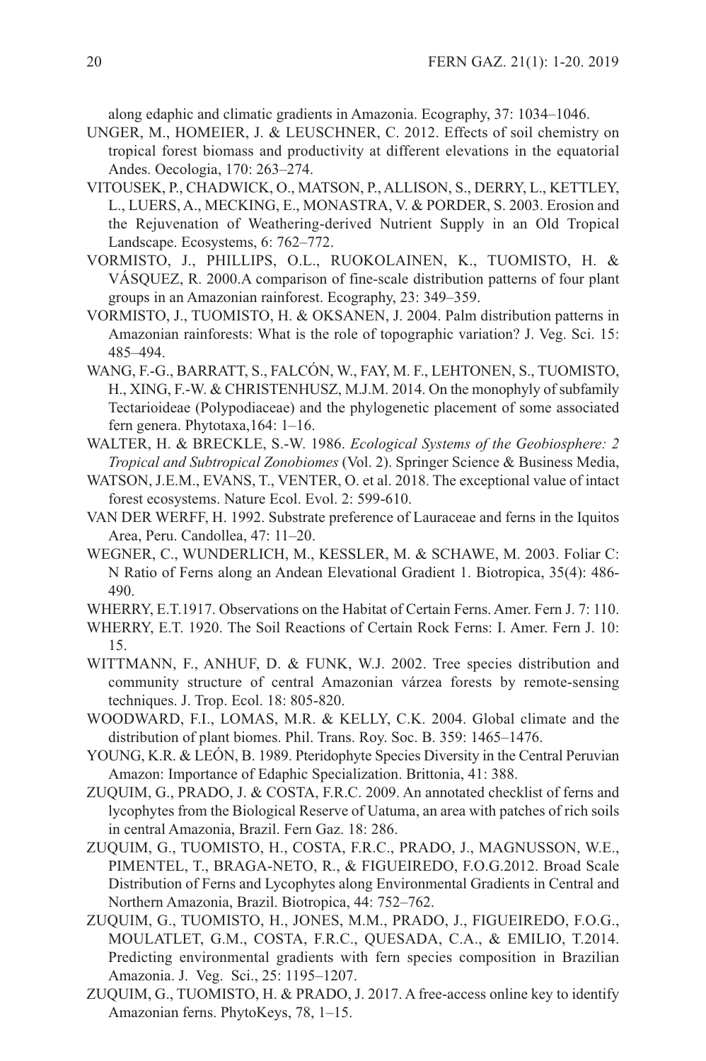along edaphic and climatic gradients in Amazonia. Ecography, 37: 1034–1046.

UNGER, M., HOMEIER, J. & LEUSCHNER, C. 2012. Effects of soil chemistry on tropical forest biomass and productivity at different elevations in the equatorial Andes. Oecologia, 170: 263–274.

VITOUSEK, P., CHADWICK, O., MATSON, P., ALLISON, S., DERRY, L., KETTLEY, L., LUERS, A., MECKING, E., MONASTRA, V. & PORDER, S. 2003. Erosion and the Rejuvenation of Weathering-derived Nutrient Supply in an Old Tropical Landscape. Ecosystems, 6: 762–772.

VORMISTO, J., PHILLIPS, O.L., RUOKOLAINEN, K., TUOMISTO, H. & VÁSQUEZ, R. 2000.A comparison of fine-scale distribution patterns of four plant groups in an Amazonian rainforest. Ecography, 23: 349–359.

VORMISTO, J., TUOMISTO, H. & OKSANEN, J. 2004. Palm distribution patterns in Amazonian rainforests: What is the role of topographic variation? J. Veg. Sci. 15: 485–494.

WANG, F.-G., BARRATT, S., FALCÓN, W., FAY, M. F., LEHTONEN, S., TUOMISTO, H., XING, F.-W. & CHRISTENHUSZ, M.J.M. 2014. On the monophyly of subfamily Tectarioideae (Polypodiaceae) and the phylogenetic placement of some associated fern genera. Phytotaxa,164: 1–16.

WALTER, H. & BRECKLE, S.-W. 1986. *Ecological Systems of the Geobiosphere: 2 Tropical and Subtropical Zonobiomes* (Vol. 2). Springer Science & Business Media,

WATSON, J.E.M., EVANS, T., VENTER, O. et al. 2018. The exceptional value of intact forest ecosystems. Nature Ecol. Evol. 2: 599-610.

VAN DER WERFF, H. 1992. Substrate preference of Lauraceae and ferns in the Iquitos Area, Peru. Candollea, 47: 11–20.

WEGNER, C., WUNDERLICH, M., KESSLER, M. & SCHAWE, M. 2003. Foliar C: N Ratio of Ferns along an Andean Elevational Gradient 1. Biotropica, 35(4): 486-490.

WHERRY, E.T.1917. Observations on the Habitat of Certain Ferns. Amer. Fern J. 7: 110.

WHERRY, E.T. 1920. The Soil Reactions of Certain Rock Ferns: I. Amer. Fern J. 10: 15.

WITTMANN, F., ANHUF, D. & FUNK, W.J. 2002. Tree species distribution and community structure of central Amazonian várzea forests by remote-sensing techniques. J. Trop. Ecol. 18: 805-820.

WOODWARD, F.I., LOMAS, M.R. & KELLY, C.K. 2004. Global climate and the distribution of plant biomes. Phil. Trans. Roy. Soc. B. 359: 1465–1476.

YOUNG, K.R. & LEÓN, B. 1989. Pteridophyte Species Diversity in the Central Peruvian Amazon: Importance of Edaphic Specialization. Brittonia, 41: 388.

ZUQUIM, G., PRADO, J. & COSTA, F.R.C. 2009. An annotated checklist of ferns and lycophytes from the Biological Reserve of Uatuma, an area with patches of rich soils in central Amazonia, Brazil. Fern Gaz. 18: 286.

ZUQUIM, G., TUOMISTO, H., COSTA, F.R.C., PRADO, J., MAGNUSSON, W.E., PIMENTEL, T., BRAGA-NETO, R., & FIGUEIREDO, F.O.G.2012. Broad Scale Distribution of Ferns and Lycophytes along Environmental Gradients in Central and Northern Amazonia, Brazil. Biotropica, 44: 752–762.

ZUQUIM, G., TUOMISTO, H., JONES, M.M., PRADO, J., FIGUEIREDO, F.O.G., MOULATLET, G.M., COSTA, F.R.C., QUESADA, C.A., & EMILIO, T.2014. Predicting environmental gradients with fern species composition in Brazilian Amazonia. J. Veg. Sci., 25: 1195–1207.

ZUQUIM, G., TUOMISTO, H. & PRADO, J. 2017. A free-access online key to identify Amazonian ferns. PhytoKeys, 78, 1–15.